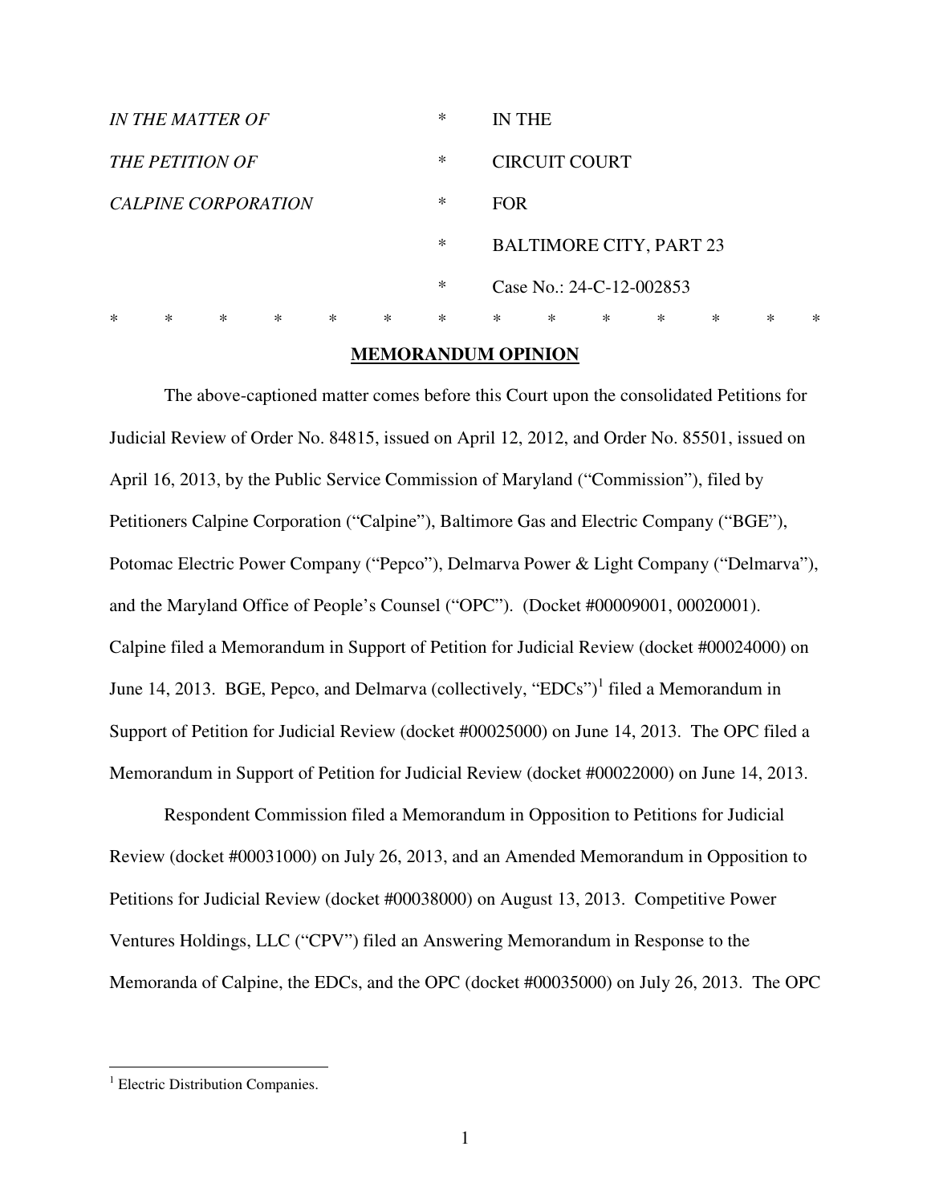| | | |
|---|---|---|
| *IN THE MATTER OF* | * | IN THE |
| *THE PETITION OF* | * | CIRCUIT COURT |
| *CALPINE CORPORATION* | * | FOR |
| | * | BALTIMORE CITY, PART 23 |
| | * | Case No.: 24-C-12-002853 |

* * * * * * * * * * * * * *

## MEMORANDUM OPINION

The above-captioned matter comes before this Court upon the consolidated Petitions for Judicial Review of Order No. 84815, issued on April 12, 2012, and Order No. 85501, issued on April 16, 2013, by the Public Service Commission of Maryland ("Commission"), filed by Petitioners Calpine Corporation ("Calpine"), Baltimore Gas and Electric Company ("BGE"), Potomac Electric Power Company ("Pepco"), Delmarva Power & Light Company ("Delmarva"), and the Maryland Office of People's Counsel ("OPC"). (Docket #00009001, 00020001). Calpine filed a Memorandum in Support of Petition for Judicial Review (docket #00024000) on June 14, 2013. BGE, Pepco, and Delmarva (collectively, "EDCs")[1] filed a Memorandum in Support of Petition for Judicial Review (docket #00025000) on June 14, 2013. The OPC filed a Memorandum in Support of Petition for Judicial Review (docket #00022000) on June 14, 2013.

Respondent Commission filed a Memorandum in Opposition to Petitions for Judicial Review (docket #00031000) on July 26, 2013, and an Amended Memorandum in Opposition to Petitions for Judicial Review (docket #00038000) on August 13, 2013. Competitive Power Ventures Holdings, LLC ("CPV") filed an Answering Memorandum in Response to the Memoranda of Calpine, the EDCs, and the OPC (docket #00035000) on July 26, 2013. The OPC

---

[1] Electric Distribution Companies.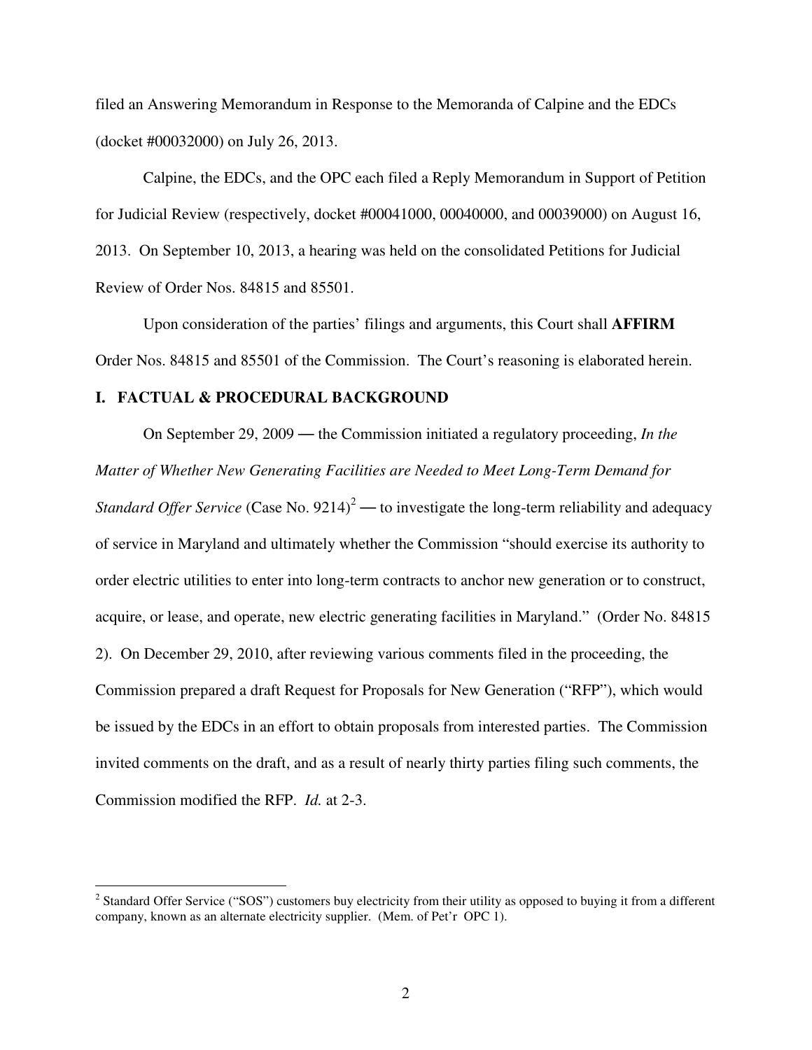filed an Answering Memorandum in Response to the Memoranda of Calpine and the EDCs (docket #00032000) on July 26, 2013.

Calpine, the EDCs, and the OPC each filed a Reply Memorandum in Support of Petition for Judicial Review (respectively, docket #00041000, 00040000, and 00039000) on August 16, 2013. On September 10, 2013, a hearing was held on the consolidated Petitions for Judicial Review of Order Nos. 84815 and 85501.

Upon consideration of the parties' filings and arguments, this Court shall **AFFIRM** Order Nos. 84815 and 85501 of the Commission. The Court's reasoning is elaborated herein.

## I. FACTUAL & PROCEDURAL BACKGROUND

On September 29, 2009 — the Commission initiated a regulatory proceeding, *In the Matter of Whether New Generating Facilities are Needed to Meet Long-Term Demand for Standard Offer Service* (Case No. 9214)[2] — to investigate the long-term reliability and adequacy of service in Maryland and ultimately whether the Commission "should exercise its authority to order electric utilities to enter into long-term contracts to anchor new generation or to construct, acquire, or lease, and operate, new electric generating facilities in Maryland." (Order No. 84815 2). On December 29, 2010, after reviewing various comments filed in the proceeding, the Commission prepared a draft Request for Proposals for New Generation ("RFP"), which would be issued by the EDCs in an effort to obtain proposals from interested parties. The Commission invited comments on the draft, and as a result of nearly thirty parties filing such comments, the Commission modified the RFP. *Id.* at 2-3.

---

[2] Standard Offer Service ("SOS") customers buy electricity from their utility as opposed to buying it from a different company, known as an alternate electricity supplier. (Mem. of Pet'r OPC 1).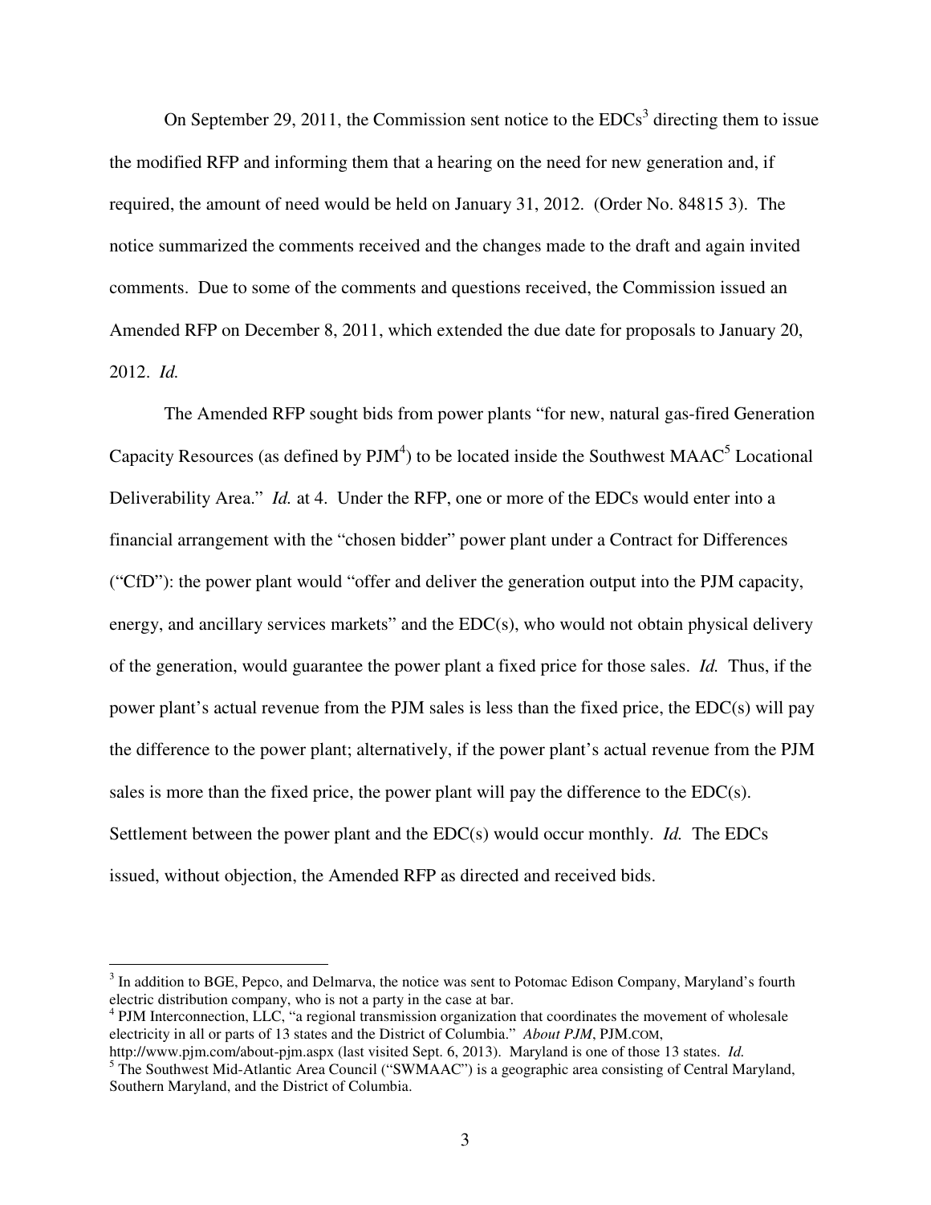On September 29, 2011, the Commission sent notice to the EDCs[3] directing them to issue the modified RFP and informing them that a hearing on the need for new generation and, if required, the amount of need would be held on January 31, 2012. (Order No. 84815 3). The notice summarized the comments received and the changes made to the draft and again invited comments. Due to some of the comments and questions received, the Commission issued an Amended RFP on December 8, 2011, which extended the due date for proposals to January 20, 2012. *Id.*

The Amended RFP sought bids from power plants "for new, natural gas-fired Generation Capacity Resources (as defined by PJM[4]) to be located inside the Southwest MAAC[5] Locational Deliverability Area." *Id.* at 4. Under the RFP, one or more of the EDCs would enter into a financial arrangement with the "chosen bidder" power plant under a Contract for Differences ("CfD"): the power plant would "offer and deliver the generation output into the PJM capacity, energy, and ancillary services markets" and the EDC(s), who would not obtain physical delivery of the generation, would guarantee the power plant a fixed price for those sales. *Id.* Thus, if the power plant's actual revenue from the PJM sales is less than the fixed price, the EDC(s) will pay the difference to the power plant; alternatively, if the power plant's actual revenue from the PJM sales is more than the fixed price, the power plant will pay the difference to the EDC(s). Settlement between the power plant and the EDC(s) would occur monthly. *Id.* The EDCs issued, without objection, the Amended RFP as directed and received bids.

---

[3] In addition to BGE, Pepco, and Delmarva, the notice was sent to Potomac Edison Company, Maryland's fourth electric distribution company, who is not a party in the case at bar.

[4] PJM Interconnection, LLC, "a regional transmission organization that coordinates the movement of wholesale electricity in all or parts of 13 states and the District of Columbia." *About PJM*, PJM.COM, http://www.pjm.com/about-pjm.aspx (last visited Sept. 6, 2013). Maryland is one of those 13 states. *Id.*

[5] The Southwest Mid-Atlantic Area Council ("SWMAAC") is a geographic area consisting of Central Maryland, Southern Maryland, and the District of Columbia.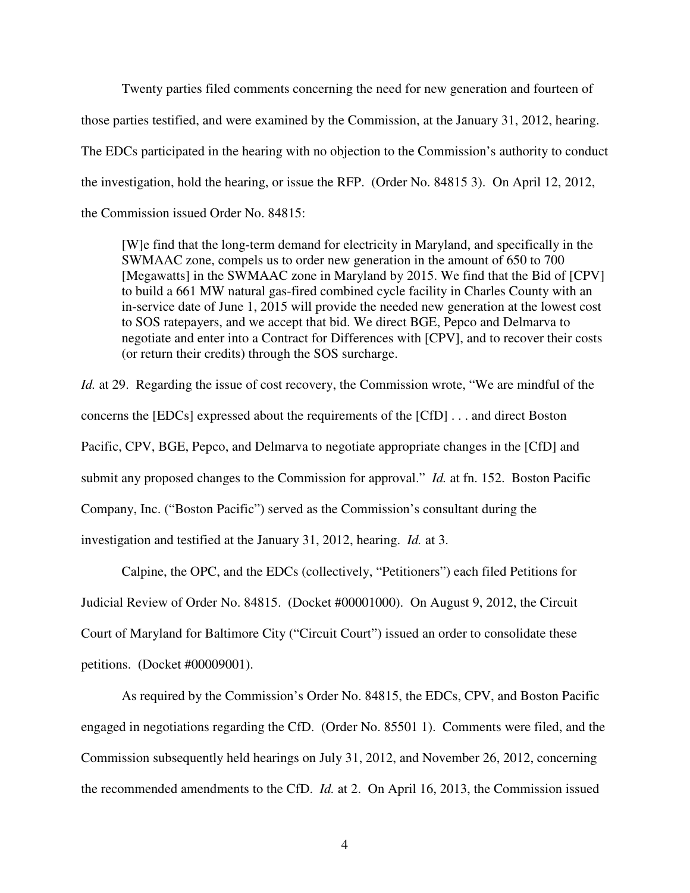Twenty parties filed comments concerning the need for new generation and fourteen of those parties testified, and were examined by the Commission, at the January 31, 2012, hearing. The EDCs participated in the hearing with no objection to the Commission's authority to conduct the investigation, hold the hearing, or issue the RFP. (Order No. 84815 3). On April 12, 2012, the Commission issued Order No. 84815:

> [W]e find that the long-term demand for electricity in Maryland, and specifically in the SWMAAC zone, compels us to order new generation in the amount of 650 to 700 [Megawatts] in the SWMAAC zone in Maryland by 2015. We find that the Bid of [CPV] to build a 661 MW natural gas-fired combined cycle facility in Charles County with an in-service date of June 1, 2015 will provide the needed new generation at the lowest cost to SOS ratepayers, and we accept that bid. We direct BGE, Pepco and Delmarva to negotiate and enter into a Contract for Differences with [CPV], and to recover their costs (or return their credits) through the SOS surcharge.

*Id.* at 29. Regarding the issue of cost recovery, the Commission wrote, "We are mindful of the concerns the [EDCs] expressed about the requirements of the [CfD] . . . and direct Boston Pacific, CPV, BGE, Pepco, and Delmarva to negotiate appropriate changes in the [CfD] and submit any proposed changes to the Commission for approval." *Id.* at fn. 152. Boston Pacific Company, Inc. ("Boston Pacific") served as the Commission's consultant during the investigation and testified at the January 31, 2012, hearing. *Id.* at 3.

Calpine, the OPC, and the EDCs (collectively, "Petitioners") each filed Petitions for Judicial Review of Order No. 84815. (Docket #00001000). On August 9, 2012, the Circuit Court of Maryland for Baltimore City ("Circuit Court") issued an order to consolidate these petitions. (Docket #00009001).

As required by the Commission's Order No. 84815, the EDCs, CPV, and Boston Pacific engaged in negotiations regarding the CfD. (Order No. 85501 1). Comments were filed, and the Commission subsequently held hearings on July 31, 2012, and November 26, 2012, concerning the recommended amendments to the CfD. *Id.* at 2. On April 16, 2013, the Commission issued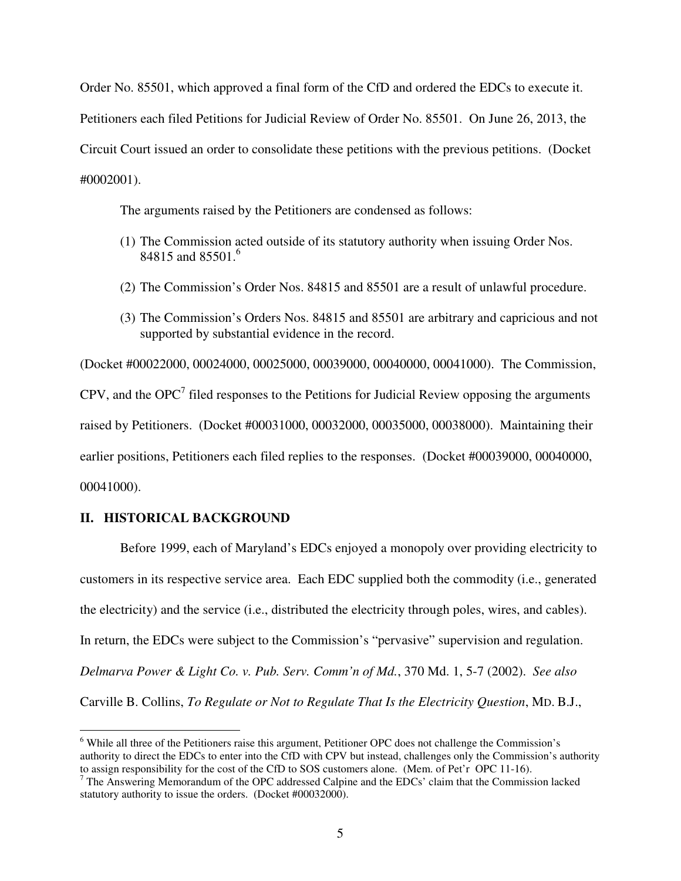Order No. 85501, which approved a final form of the CfD and ordered the EDCs to execute it. Petitioners each filed Petitions for Judicial Review of Order No. 85501. On June 26, 2013, the Circuit Court issued an order to consolidate these petitions with the previous petitions. (Docket #0002001).

The arguments raised by the Petitioners are condensed as follows:

(1) The Commission acted outside of its statutory authority when issuing Order Nos. 84815 and 85501.[6]

(2) The Commission's Order Nos. 84815 and 85501 are a result of unlawful procedure.

(3) The Commission's Orders Nos. 84815 and 85501 are arbitrary and capricious and not supported by substantial evidence in the record.

(Docket #00022000, 00024000, 00025000, 00039000, 00040000, 00041000). The Commission, CPV, and the OPC[7] filed responses to the Petitions for Judicial Review opposing the arguments raised by Petitioners. (Docket #00031000, 00032000, 00035000, 00038000). Maintaining their earlier positions, Petitioners each filed replies to the responses. (Docket #00039000, 00040000, 00041000).

## II. HISTORICAL BACKGROUND

Before 1999, each of Maryland's EDCs enjoyed a monopoly over providing electricity to customers in its respective service area. Each EDC supplied both the commodity (i.e., generated the electricity) and the service (i.e., distributed the electricity through poles, wires, and cables). In return, the EDCs were subject to the Commission's "pervasive" supervision and regulation. *Delmarva Power & Light Co. v. Pub. Serv. Comm'n of Md.*, 370 Md. 1, 5-7 (2002). *See also* Carville B. Collins, *To Regulate or Not to Regulate That Is the Electricity Question*, MD. B.J.,

---

[6] While all three of the Petitioners raise this argument, Petitioner OPC does not challenge the Commission's authority to direct the EDCs to enter into the CfD with CPV but instead, challenges only the Commission's authority to assign responsibility for the cost of the CfD to SOS customers alone. (Mem. of Pet'r OPC 11-16).

[7] The Answering Memorandum of the OPC addressed Calpine and the EDCs' claim that the Commission lacked statutory authority to issue the orders. (Docket #00032000).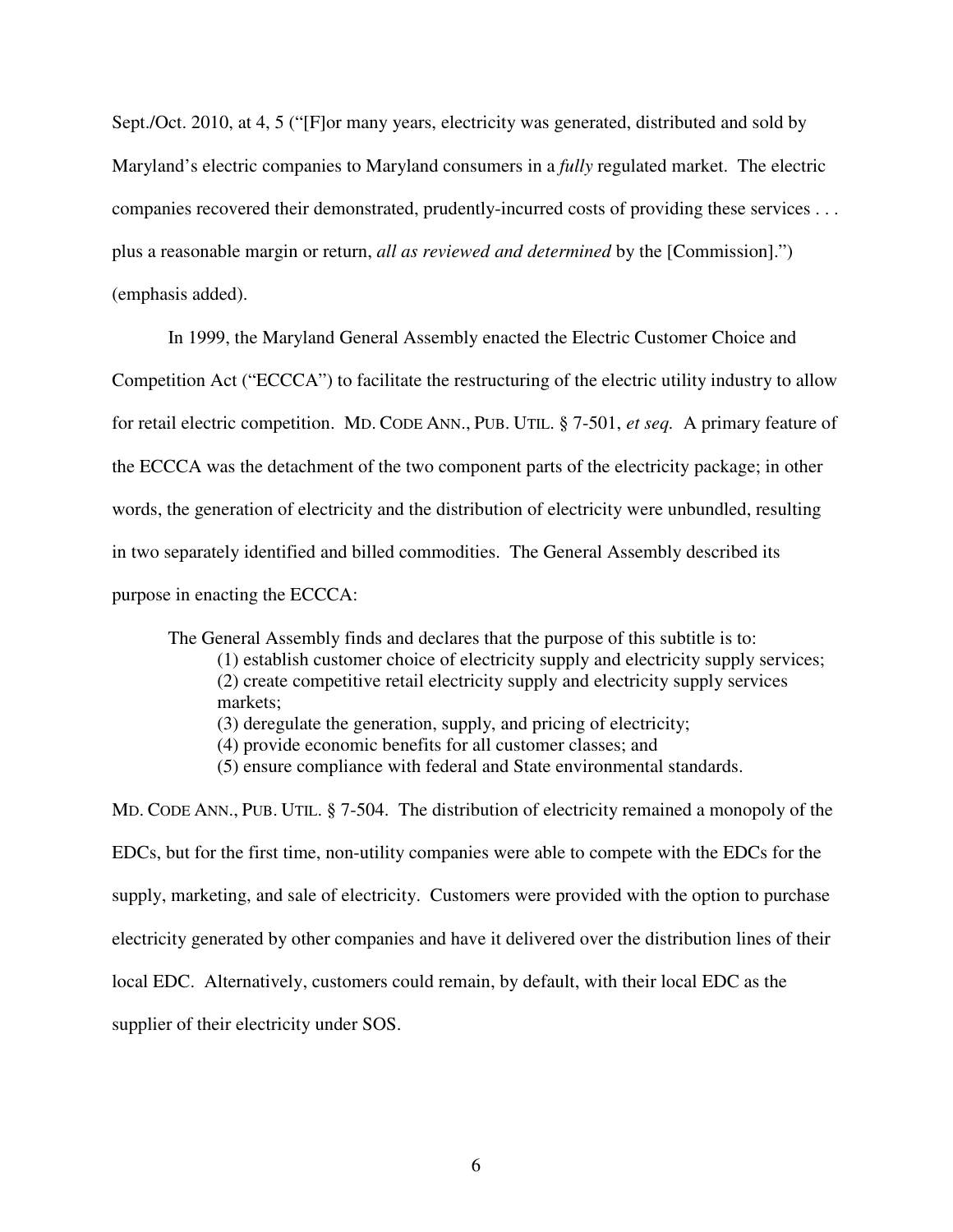Sept./Oct. 2010, at 4, 5 ("[F]or many years, electricity was generated, distributed and sold by Maryland's electric companies to Maryland consumers in a *fully* regulated market. The electric companies recovered their demonstrated, prudently-incurred costs of providing these services . . . plus a reasonable margin or return, *all as reviewed and determined* by the [Commission].") (emphasis added).

In 1999, the Maryland General Assembly enacted the Electric Customer Choice and Competition Act ("ECCCA") to facilitate the restructuring of the electric utility industry to allow for retail electric competition. MD. CODE ANN., PUB. UTIL. § 7-501, *et seq.* A primary feature of the ECCCA was the detachment of the two component parts of the electricity package; in other words, the generation of electricity and the distribution of electricity were unbundled, resulting in two separately identified and billed commodities. The General Assembly described its purpose in enacting the ECCCA:

> The General Assembly finds and declares that the purpose of this subtitle is to:
> (1) establish customer choice of electricity supply and electricity supply services;
> (2) create competitive retail electricity supply and electricity supply services markets;
> (3) deregulate the generation, supply, and pricing of electricity;
> (4) provide economic benefits for all customer classes; and
> (5) ensure compliance with federal and State environmental standards.

MD. CODE ANN., PUB. UTIL. § 7-504. The distribution of electricity remained a monopoly of the EDCs, but for the first time, non-utility companies were able to compete with the EDCs for the supply, marketing, and sale of electricity. Customers were provided with the option to purchase electricity generated by other companies and have it delivered over the distribution lines of their local EDC. Alternatively, customers could remain, by default, with their local EDC as the supplier of their electricity under SOS.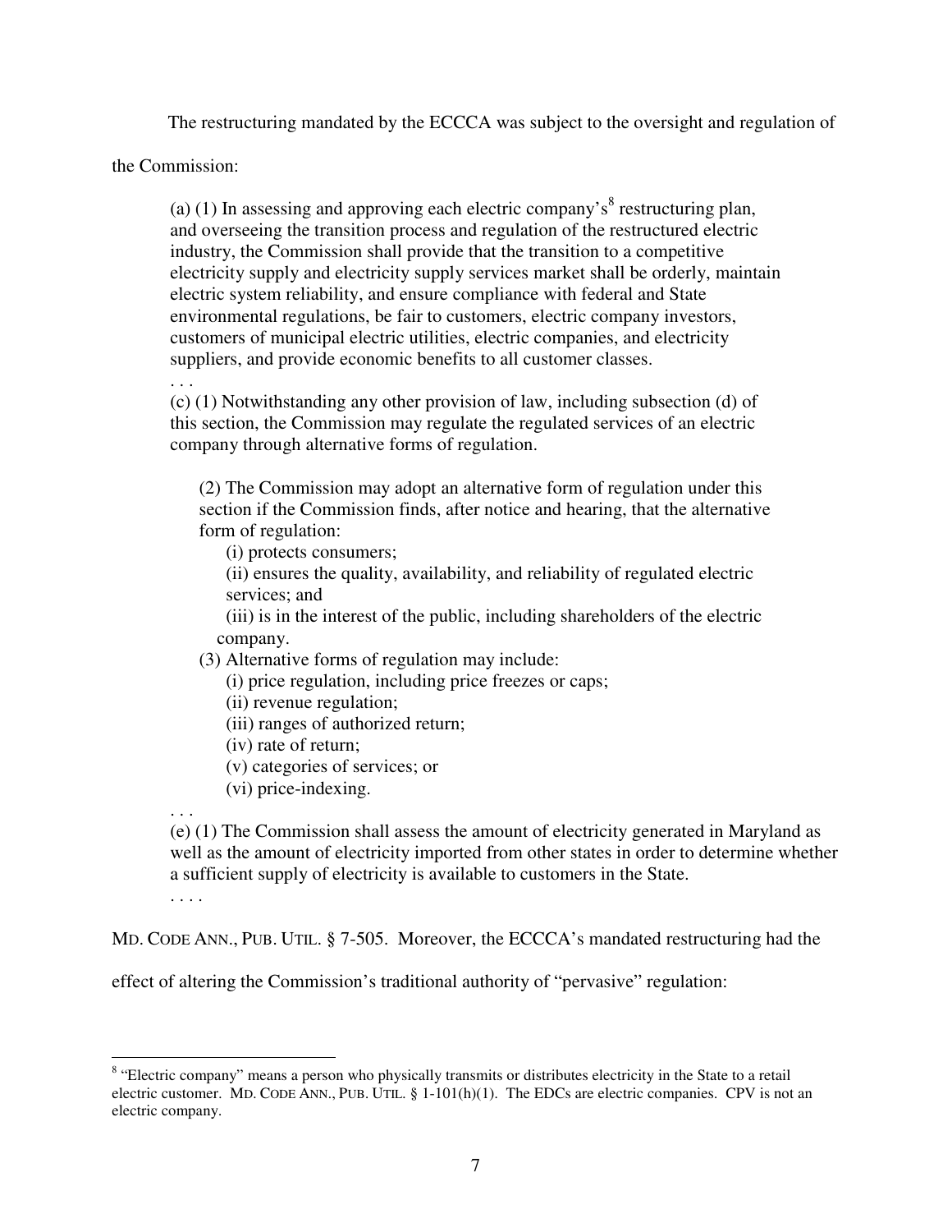The restructuring mandated by the ECCCA was subject to the oversight and regulation of the Commission:

> (a) (1) In assessing and approving each electric company's[8] restructuring plan, and overseeing the transition process and regulation of the restructured electric industry, the Commission shall provide that the transition to a competitive electricity supply and electricity supply services market shall be orderly, maintain electric system reliability, and ensure compliance with federal and State environmental regulations, be fair to customers, electric company investors, customers of municipal electric utilities, electric companies, and electricity suppliers, and provide economic benefits to all customer classes.
>
> . . .
>
> (c) (1) Notwithstanding any other provision of law, including subsection (d) of this section, the Commission may regulate the regulated services of an electric company through alternative forms of regulation.
>
> (2) The Commission may adopt an alternative form of regulation under this section if the Commission finds, after notice and hearing, that the alternative form of regulation:
>
> (i) protects consumers;
>
> (ii) ensures the quality, availability, and reliability of regulated electric services; and
>
> (iii) is in the interest of the public, including shareholders of the electric company.
>
> (3) Alternative forms of regulation may include:
>
> (i) price regulation, including price freezes or caps;
>
> (ii) revenue regulation;
>
> (iii) ranges of authorized return;
>
> (iv) rate of return;
>
> (v) categories of services; or
>
> (vi) price-indexing.
>
> . . .
>
> (e) (1) The Commission shall assess the amount of electricity generated in Maryland as well as the amount of electricity imported from other states in order to determine whether a sufficient supply of electricity is available to customers in the State.
>
> . . . .

MD. CODE ANN., PUB. UTIL. § 7-505. Moreover, the ECCCA's mandated restructuring had the effect of altering the Commission's traditional authority of "pervasive" regulation:

---

[8] "Electric company" means a person who physically transmits or distributes electricity in the State to a retail electric customer. MD. CODE ANN., PUB. UTIL. § 1-101(h)(1). The EDCs are electric companies. CPV is not an electric company.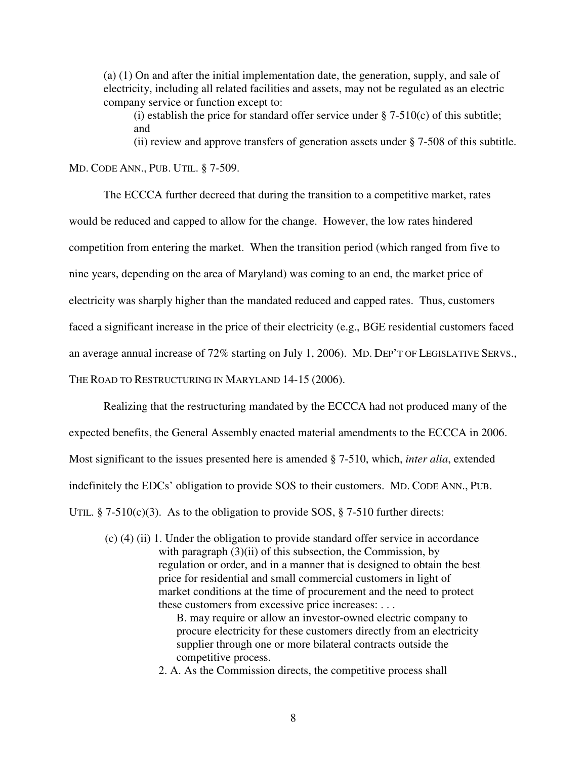> (a) (1) On and after the initial implementation date, the generation, supply, and sale of electricity, including all related facilities and assets, may not be regulated as an electric company service or function except to:
>
> (i) establish the price for standard offer service under § 7-510(c) of this subtitle; and
>
> (ii) review and approve transfers of generation assets under § 7-508 of this subtitle.

MD. CODE ANN., PUB. UTIL. § 7-509.

The ECCCA further decreed that during the transition to a competitive market, rates would be reduced and capped to allow for the change. However, the low rates hindered competition from entering the market. When the transition period (which ranged from five to nine years, depending on the area of Maryland) was coming to an end, the market price of electricity was sharply higher than the mandated reduced and capped rates. Thus, customers faced a significant increase in the price of their electricity (e.g., BGE residential customers faced an average annual increase of 72% starting on July 1, 2006). MD. DEP'T OF LEGISLATIVE SERVS., THE ROAD TO RESTRUCTURING IN MARYLAND 14-15 (2006).

Realizing that the restructuring mandated by the ECCCA had not produced many of the expected benefits, the General Assembly enacted material amendments to the ECCCA in 2006. Most significant to the issues presented here is amended § 7-510, which, *inter alia*, extended indefinitely the EDCs' obligation to provide SOS to their customers. MD. CODE ANN., PUB. UTIL. § 7-510(c)(3). As to the obligation to provide SOS, § 7-510 further directs:

> (c) (4) (ii) 1. Under the obligation to provide standard offer service in accordance with paragraph (3)(ii) of this subsection, the Commission, by regulation or order, and in a manner that is designed to obtain the best price for residential and small commercial customers in light of market conditions at the time of procurement and the need to protect these customers from excessive price increases: . . .
>
> B. may require or allow an investor-owned electric company to procure electricity for these customers directly from an electricity supplier through one or more bilateral contracts outside the competitive process.
>
> 2. A. As the Commission directs, the competitive process shall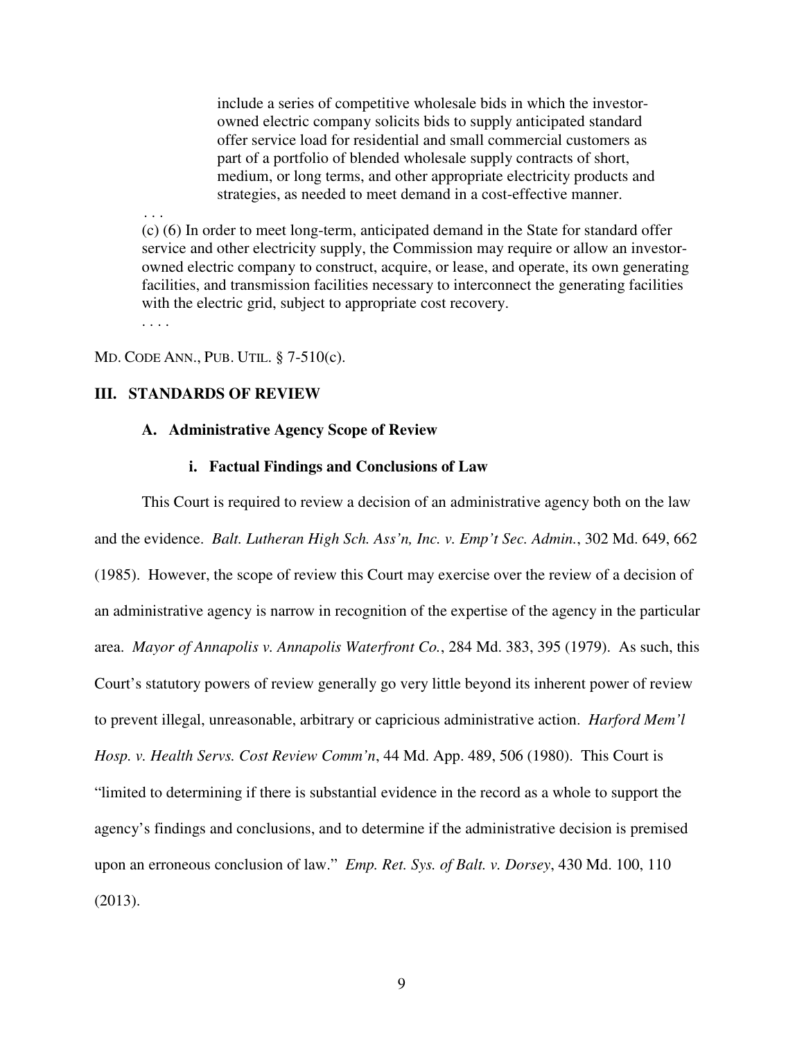> include a series of competitive wholesale bids in which the investor-owned electric company solicits bids to supply anticipated standard offer service load for residential and small commercial customers as part of a portfolio of blended wholesale supply contracts of short, medium, or long terms, and other appropriate electricity products and strategies, as needed to meet demand in a cost-effective manner.

> . . .
>
> (c) (6) In order to meet long-term, anticipated demand in the State for standard offer service and other electricity supply, the Commission may require or allow an investor-owned electric company to construct, acquire, or lease, and operate, its own generating facilities, and transmission facilities necessary to interconnect the generating facilities with the electric grid, subject to appropriate cost recovery.
>
> . . . .

MD. CODE ANN., PUB. UTIL. § 7-510(c).

## III. STANDARDS OF REVIEW

### A. Administrative Agency Scope of Review

#### i. Factual Findings and Conclusions of Law

This Court is required to review a decision of an administrative agency both on the law and the evidence. *Balt. Lutheran High Sch. Ass'n, Inc. v. Emp't Sec. Admin.*, 302 Md. 649, 662 (1985). However, the scope of review this Court may exercise over the review of a decision of an administrative agency is narrow in recognition of the expertise of the agency in the particular area. *Mayor of Annapolis v. Annapolis Waterfront Co.*, 284 Md. 383, 395 (1979). As such, this Court's statutory powers of review generally go very little beyond its inherent power of review to prevent illegal, unreasonable, arbitrary or capricious administrative action. *Harford Mem'l Hosp. v. Health Servs. Cost Review Comm'n*, 44 Md. App. 489, 506 (1980). This Court is "limited to determining if there is substantial evidence in the record as a whole to support the agency's findings and conclusions, and to determine if the administrative decision is premised upon an erroneous conclusion of law." *Emp. Ret. Sys. of Balt. v. Dorsey*, 430 Md. 100, 110 (2013).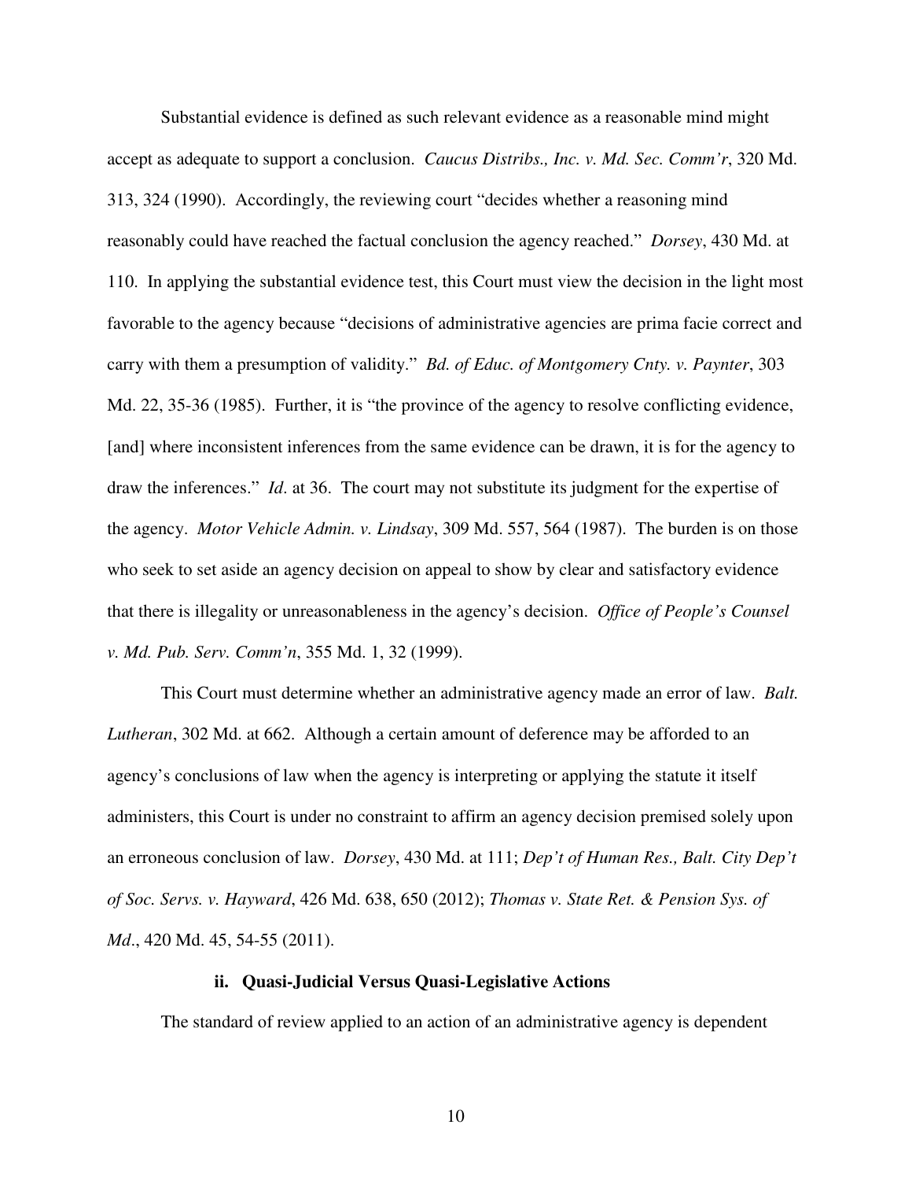Substantial evidence is defined as such relevant evidence as a reasonable mind might accept as adequate to support a conclusion. *Caucus Distribs., Inc. v. Md. Sec. Comm'r*, 320 Md. 313, 324 (1990). Accordingly, the reviewing court "decides whether a reasoning mind reasonably could have reached the factual conclusion the agency reached." *Dorsey*, 430 Md. at 110. In applying the substantial evidence test, this Court must view the decision in the light most favorable to the agency because "decisions of administrative agencies are prima facie correct and carry with them a presumption of validity." *Bd. of Educ. of Montgomery Cnty. v. Paynter*, 303 Md. 22, 35-36 (1985). Further, it is "the province of the agency to resolve conflicting evidence, [and] where inconsistent inferences from the same evidence can be drawn, it is for the agency to draw the inferences." *Id*. at 36. The court may not substitute its judgment for the expertise of the agency. *Motor Vehicle Admin. v. Lindsay*, 309 Md. 557, 564 (1987). The burden is on those who seek to set aside an agency decision on appeal to show by clear and satisfactory evidence that there is illegality or unreasonableness in the agency's decision. *Office of People's Counsel v. Md. Pub. Serv. Comm'n*, 355 Md. 1, 32 (1999).

This Court must determine whether an administrative agency made an error of law. *Balt. Lutheran*, 302 Md. at 662. Although a certain amount of deference may be afforded to an agency's conclusions of law when the agency is interpreting or applying the statute it itself administers, this Court is under no constraint to affirm an agency decision premised solely upon an erroneous conclusion of law. *Dorsey*, 430 Md. at 111; *Dep't of Human Res., Balt. City Dep't of Soc. Servs. v. Hayward*, 426 Md. 638, 650 (2012); *Thomas v. State Ret. & Pension Sys. of Md*., 420 Md. 45, 54-55 (2011).

### ii. Quasi-Judicial Versus Quasi-Legislative Actions

The standard of review applied to an action of an administrative agency is dependent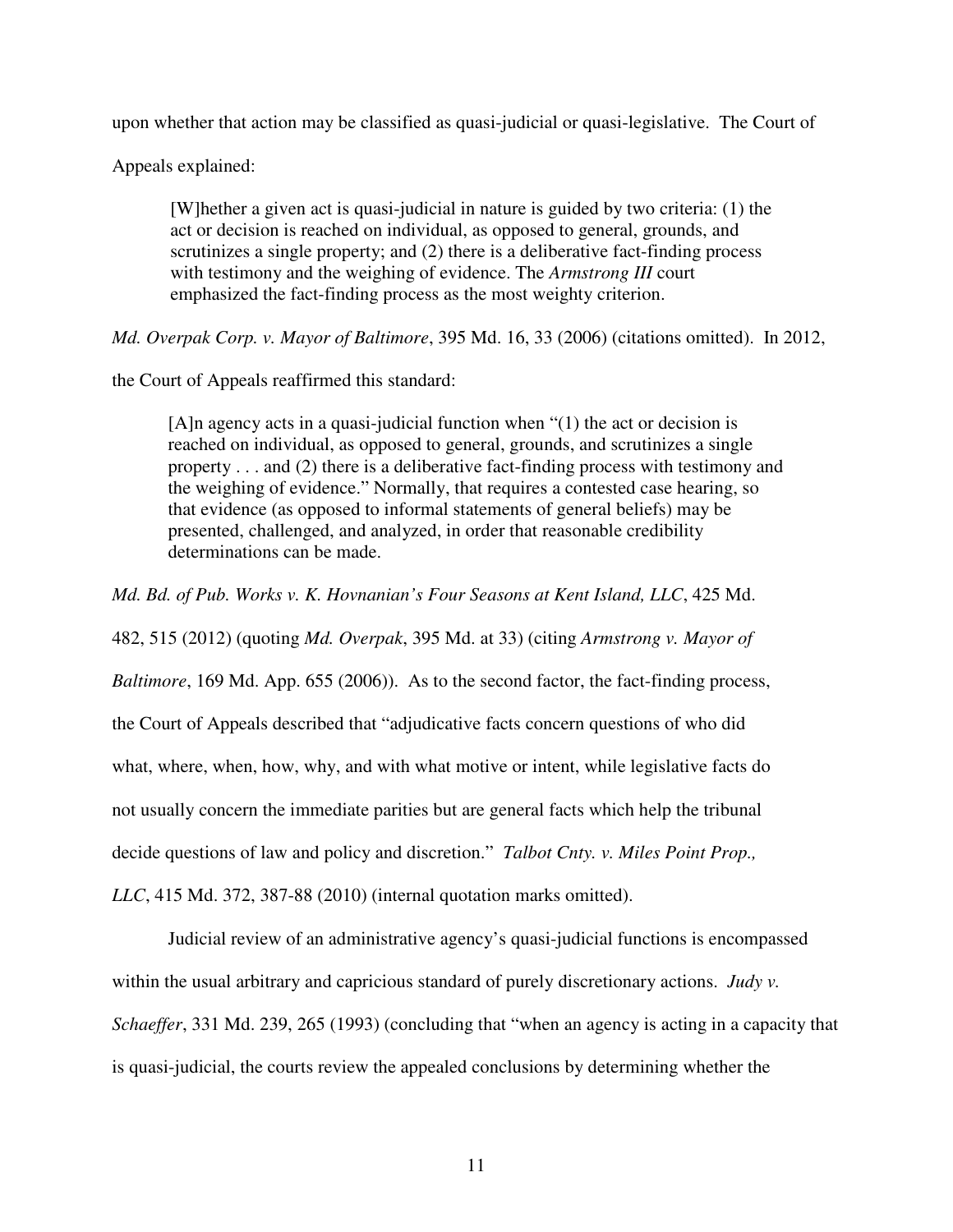upon whether that action may be classified as quasi-judicial or quasi-legislative. The Court of Appeals explained:

> [W]hether a given act is quasi-judicial in nature is guided by two criteria: (1) the act or decision is reached on individual, as opposed to general, grounds, and scrutinizes a single property; and (2) there is a deliberative fact-finding process with testimony and the weighing of evidence. The *Armstrong III* court emphasized the fact-finding process as the most weighty criterion.

*Md. Overpak Corp. v. Mayor of Baltimore*, 395 Md. 16, 33 (2006) (citations omitted). In 2012, the Court of Appeals reaffirmed this standard:

> [A]n agency acts in a quasi-judicial function when "(1) the act or decision is reached on individual, as opposed to general, grounds, and scrutinizes a single property . . . and (2) there is a deliberative fact-finding process with testimony and the weighing of evidence." Normally, that requires a contested case hearing, so that evidence (as opposed to informal statements of general beliefs) may be presented, challenged, and analyzed, in order that reasonable credibility determinations can be made.

*Md. Bd. of Pub. Works v. K. Hovnanian's Four Seasons at Kent Island, LLC*, 425 Md. 482, 515 (2012) (quoting *Md. Overpak*, 395 Md. at 33) (citing *Armstrong v. Mayor of Baltimore*, 169 Md. App. 655 (2006)). As to the second factor, the fact-finding process, the Court of Appeals described that "adjudicative facts concern questions of who did what, where, when, how, why, and with what motive or intent, while legislative facts do not usually concern the immediate parities but are general facts which help the tribunal decide questions of law and policy and discretion." *Talbot Cnty. v. Miles Point Prop., LLC*, 415 Md. 372, 387-88 (2010) (internal quotation marks omitted).

Judicial review of an administrative agency's quasi-judicial functions is encompassed within the usual arbitrary and capricious standard of purely discretionary actions. *Judy v. Schaeffer*, 331 Md. 239, 265 (1993) (concluding that "when an agency is acting in a capacity that is quasi-judicial, the courts review the appealed conclusions by determining whether the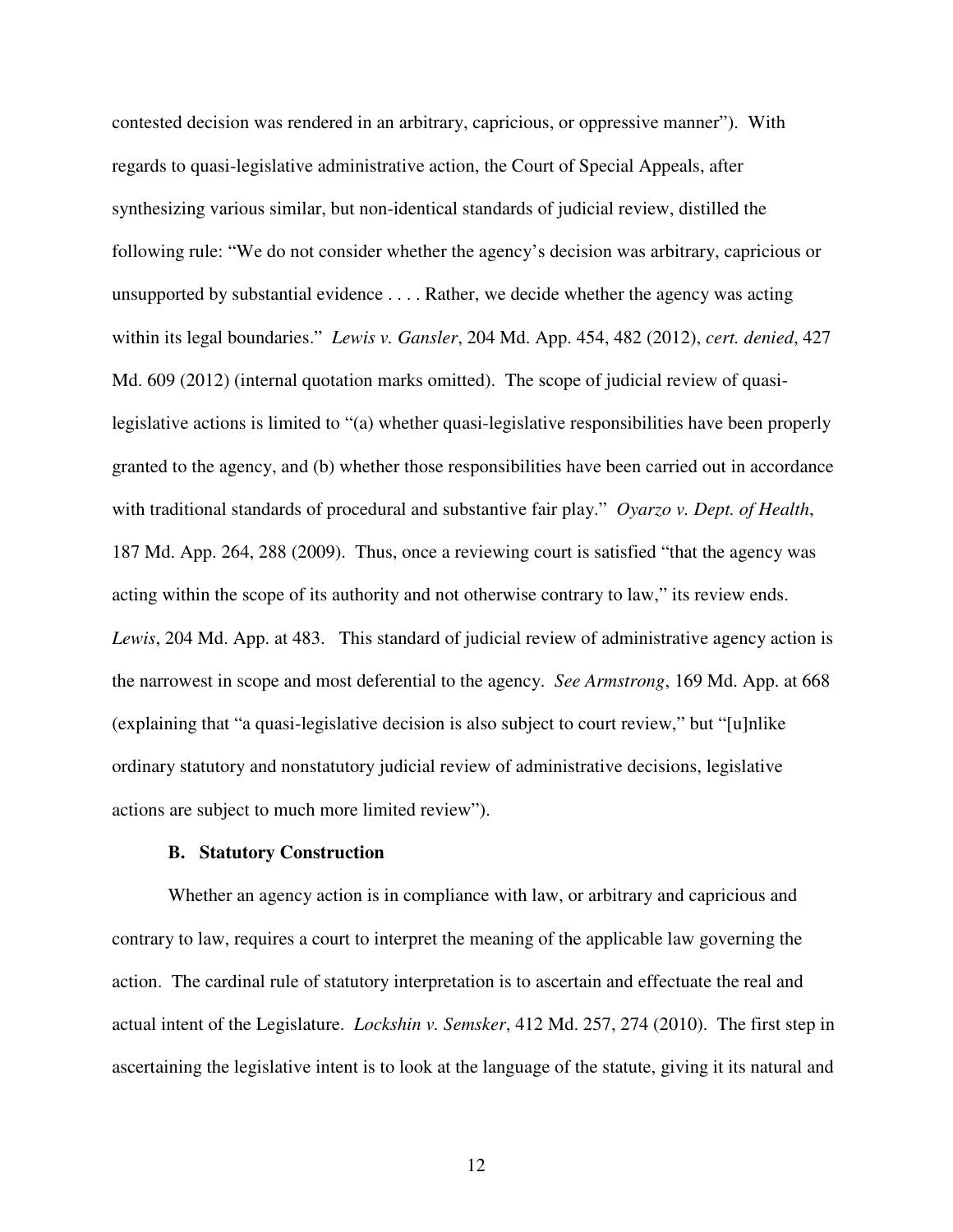contested decision was rendered in an arbitrary, capricious, or oppressive manner"). With regards to quasi-legislative administrative action, the Court of Special Appeals, after synthesizing various similar, but non-identical standards of judicial review, distilled the following rule: "We do not consider whether the agency's decision was arbitrary, capricious or unsupported by substantial evidence . . . . Rather, we decide whether the agency was acting within its legal boundaries." *Lewis v. Gansler*, 204 Md. App. 454, 482 (2012), *cert. denied*, 427 Md. 609 (2012) (internal quotation marks omitted). The scope of judicial review of quasi-legislative actions is limited to "(a) whether quasi-legislative responsibilities have been properly granted to the agency, and (b) whether those responsibilities have been carried out in accordance with traditional standards of procedural and substantive fair play." *Oyarzo v. Dept. of Health*, 187 Md. App. 264, 288 (2009). Thus, once a reviewing court is satisfied "that the agency was acting within the scope of its authority and not otherwise contrary to law," its review ends. *Lewis*, 204 Md. App. at 483. This standard of judicial review of administrative agency action is the narrowest in scope and most deferential to the agency. *See Armstrong*, 169 Md. App. at 668 (explaining that "a quasi-legislative decision is also subject to court review," but "[u]nlike ordinary statutory and nonstatutory judicial review of administrative decisions, legislative actions are subject to much more limited review").

### B. Statutory Construction

Whether an agency action is in compliance with law, or arbitrary and capricious and contrary to law, requires a court to interpret the meaning of the applicable law governing the action. The cardinal rule of statutory interpretation is to ascertain and effectuate the real and actual intent of the Legislature. *Lockshin v. Semsker*, 412 Md. 257, 274 (2010). The first step in ascertaining the legislative intent is to look at the language of the statute, giving it its natural and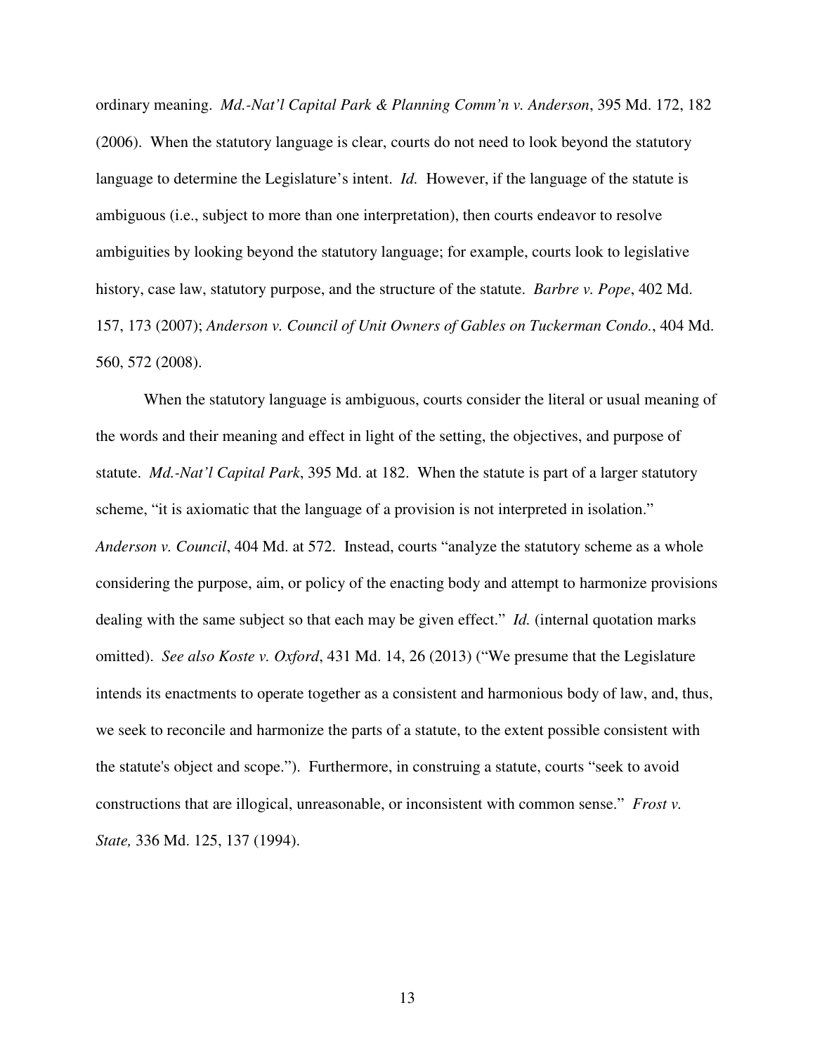ordinary meaning. *Md.-Nat'l Capital Park & Planning Comm'n v. Anderson*, 395 Md. 172, 182 (2006). When the statutory language is clear, courts do not need to look beyond the statutory language to determine the Legislature's intent. *Id.* However, if the language of the statute is ambiguous (i.e., subject to more than one interpretation), then courts endeavor to resolve ambiguities by looking beyond the statutory language; for example, courts look to legislative history, case law, statutory purpose, and the structure of the statute. *Barbre v. Pope*, 402 Md. 157, 173 (2007); *Anderson v. Council of Unit Owners of Gables on Tuckerman Condo.*, 404 Md. 560, 572 (2008).

When the statutory language is ambiguous, courts consider the literal or usual meaning of the words and their meaning and effect in light of the setting, the objectives, and purpose of statute. *Md.-Nat'l Capital Park*, 395 Md. at 182. When the statute is part of a larger statutory scheme, "it is axiomatic that the language of a provision is not interpreted in isolation." *Anderson v. Council*, 404 Md. at 572. Instead, courts "analyze the statutory scheme as a whole considering the purpose, aim, or policy of the enacting body and attempt to harmonize provisions dealing with the same subject so that each may be given effect." *Id.* (internal quotation marks omitted). *See also Koste v. Oxford*, 431 Md. 14, 26 (2013) ("We presume that the Legislature intends its enactments to operate together as a consistent and harmonious body of law, and, thus, we seek to reconcile and harmonize the parts of a statute, to the extent possible consistent with the statute's object and scope."). Furthermore, in construing a statute, courts "seek to avoid constructions that are illogical, unreasonable, or inconsistent with common sense." *Frost v. State,* 336 Md. 125, 137 (1994).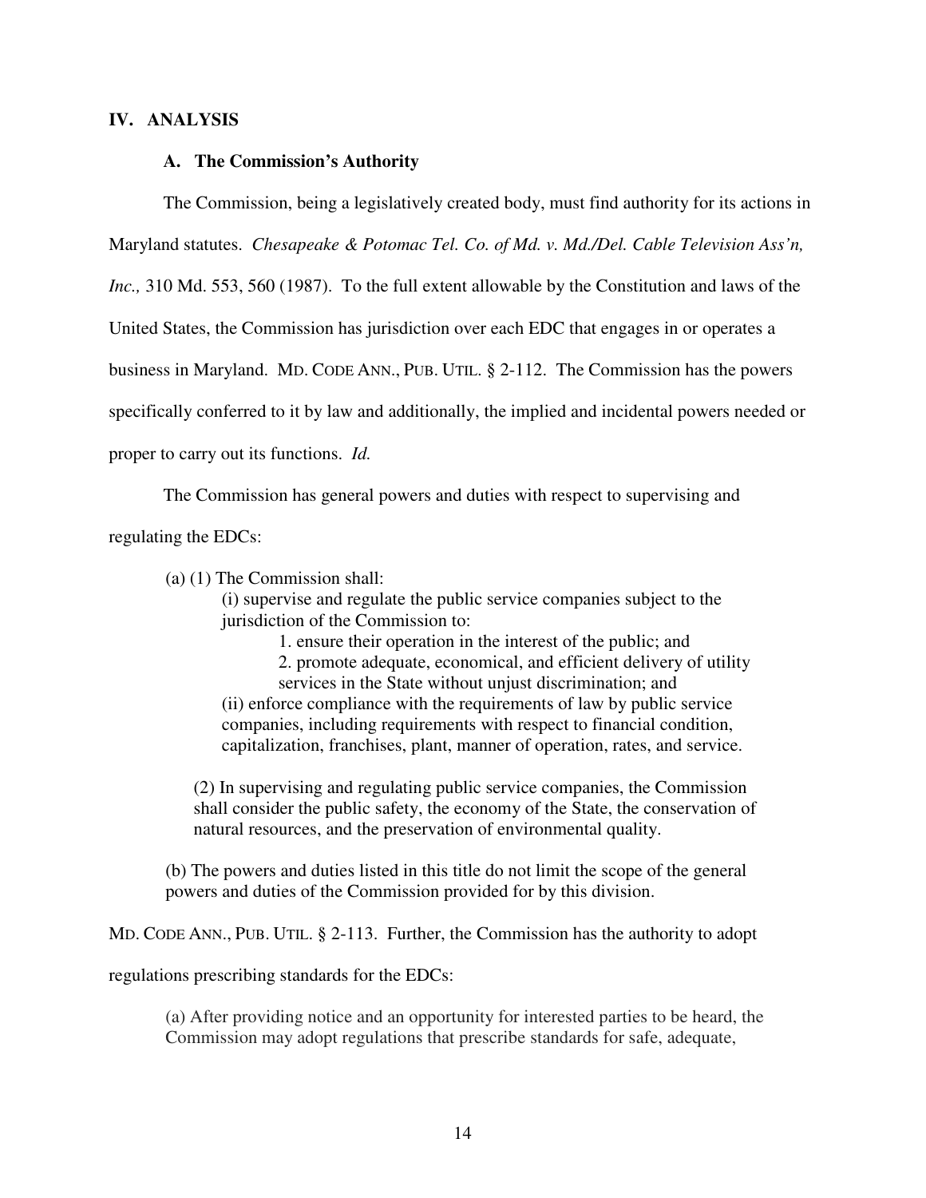## IV. ANALYSIS

### A. The Commission's Authority

The Commission, being a legislatively created body, must find authority for its actions in Maryland statutes. *Chesapeake & Potomac Tel. Co. of Md. v. Md./Del. Cable Television Ass'n, Inc.,* 310 Md. 553, 560 (1987). To the full extent allowable by the Constitution and laws of the United States, the Commission has jurisdiction over each EDC that engages in or operates a business in Maryland. MD. CODE ANN., PUB. UTIL. § 2-112. The Commission has the powers specifically conferred to it by law and additionally, the implied and incidental powers needed or proper to carry out its functions. *Id.*

The Commission has general powers and duties with respect to supervising and regulating the EDCs:

> (a) (1) The Commission shall:
>
> (i) supervise and regulate the public service companies subject to the jurisdiction of the Commission to:
>
> 1. ensure their operation in the interest of the public; and
> 2. promote adequate, economical, and efficient delivery of utility services in the State without unjust discrimination; and
>
> (ii) enforce compliance with the requirements of law by public service companies, including requirements with respect to financial condition, capitalization, franchises, plant, manner of operation, rates, and service.
>
> (2) In supervising and regulating public service companies, the Commission shall consider the public safety, the economy of the State, the conservation of natural resources, and the preservation of environmental quality.
>
> (b) The powers and duties listed in this title do not limit the scope of the general powers and duties of the Commission provided for by this division.

MD. CODE ANN., PUB. UTIL. § 2-113. Further, the Commission has the authority to adopt regulations prescribing standards for the EDCs:

> (a) After providing notice and an opportunity for interested parties to be heard, the Commission may adopt regulations that prescribe standards for safe, adequate,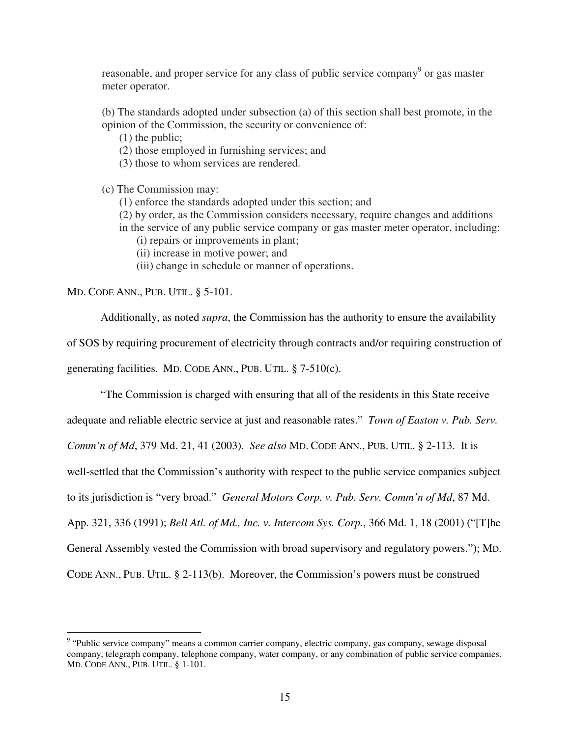reasonable, and proper service for any class of public service company[9] or gas master meter operator.

> (b) The standards adopted under subsection (a) of this section shall best promote, in the opinion of the Commission, the security or convenience of:
>
> (1) the public;
>
> (2) those employed in furnishing services; and
>
> (3) those to whom services are rendered.
>
> (c) The Commission may:
>
> (1) enforce the standards adopted under this section; and
>
> (2) by order, as the Commission considers necessary, require changes and additions in the service of any public service company or gas master meter operator, including:
>
> (i) repairs or improvements in plant;
>
> (ii) increase in motive power; and
>
> (iii) change in schedule or manner of operations.

MD. CODE ANN., PUB. UTIL. § 5-101.

Additionally, as noted *supra*, the Commission has the authority to ensure the availability of SOS by requiring procurement of electricity through contracts and/or requiring construction of generating facilities. MD. CODE ANN., PUB. UTIL. § 7-510(c).

"The Commission is charged with ensuring that all of the residents in this State receive adequate and reliable electric service at just and reasonable rates." *Town of Easton v. Pub. Serv. Comm'n of Md*, 379 Md. 21, 41 (2003). *See also* MD. CODE ANN., PUB. UTIL. § 2-113. It is well-settled that the Commission's authority with respect to the public service companies subject to its jurisdiction is "very broad." *General Motors Corp. v. Pub. Serv. Comm'n of Md*, 87 Md. App. 321, 336 (1991); *Bell Atl. of Md., Inc. v. Intercom Sys. Corp.*, 366 Md. 1, 18 (2001) ("[T]he General Assembly vested the Commission with broad supervisory and regulatory powers."); MD. CODE ANN., PUB. UTIL. § 2-113(b). Moreover, the Commission's powers must be construed

---

[9] "Public service company" means a common carrier company, electric company, gas company, sewage disposal company, telegraph company, telephone company, water company, or any combination of public service companies. MD. CODE ANN., PUB. UTIL. § 1-101.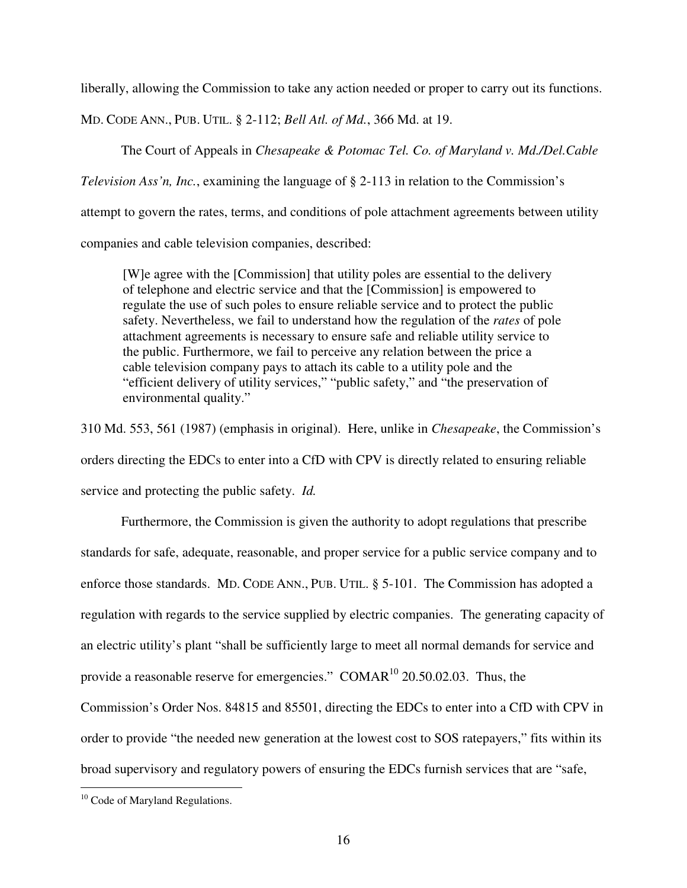liberally, allowing the Commission to take any action needed or proper to carry out its functions. MD. CODE ANN., PUB. UTIL. § 2-112; *Bell Atl. of Md.*, 366 Md. at 19.

The Court of Appeals in *Chesapeake & Potomac Tel. Co. of Maryland v. Md./Del.Cable Television Ass'n, Inc.*, examining the language of § 2-113 in relation to the Commission's attempt to govern the rates, terms, and conditions of pole attachment agreements between utility companies and cable television companies, described:

> [W]e agree with the [Commission] that utility poles are essential to the delivery of telephone and electric service and that the [Commission] is empowered to regulate the use of such poles to ensure reliable service and to protect the public safety. Nevertheless, we fail to understand how the regulation of the *rates* of pole attachment agreements is necessary to ensure safe and reliable utility service to the public. Furthermore, we fail to perceive any relation between the price a cable television company pays to attach its cable to a utility pole and the "efficient delivery of utility services," "public safety," and "the preservation of environmental quality."

310 Md. 553, 561 (1987) (emphasis in original). Here, unlike in *Chesapeake*, the Commission's orders directing the EDCs to enter into a CfD with CPV is directly related to ensuring reliable service and protecting the public safety. *Id.*

Furthermore, the Commission is given the authority to adopt regulations that prescribe standards for safe, adequate, reasonable, and proper service for a public service company and to enforce those standards. MD. CODE ANN., PUB. UTIL. § 5-101. The Commission has adopted a regulation with regards to the service supplied by electric companies. The generating capacity of an electric utility's plant "shall be sufficiently large to meet all normal demands for service and provide a reasonable reserve for emergencies." COMAR[10] 20.50.02.03. Thus, the Commission's Order Nos. 84815 and 85501, directing the EDCs to enter into a CfD with CPV in order to provide "the needed new generation at the lowest cost to SOS ratepayers," fits within its broad supervisory and regulatory powers of ensuring the EDCs furnish services that are "safe,

[10] Code of Maryland Regulations.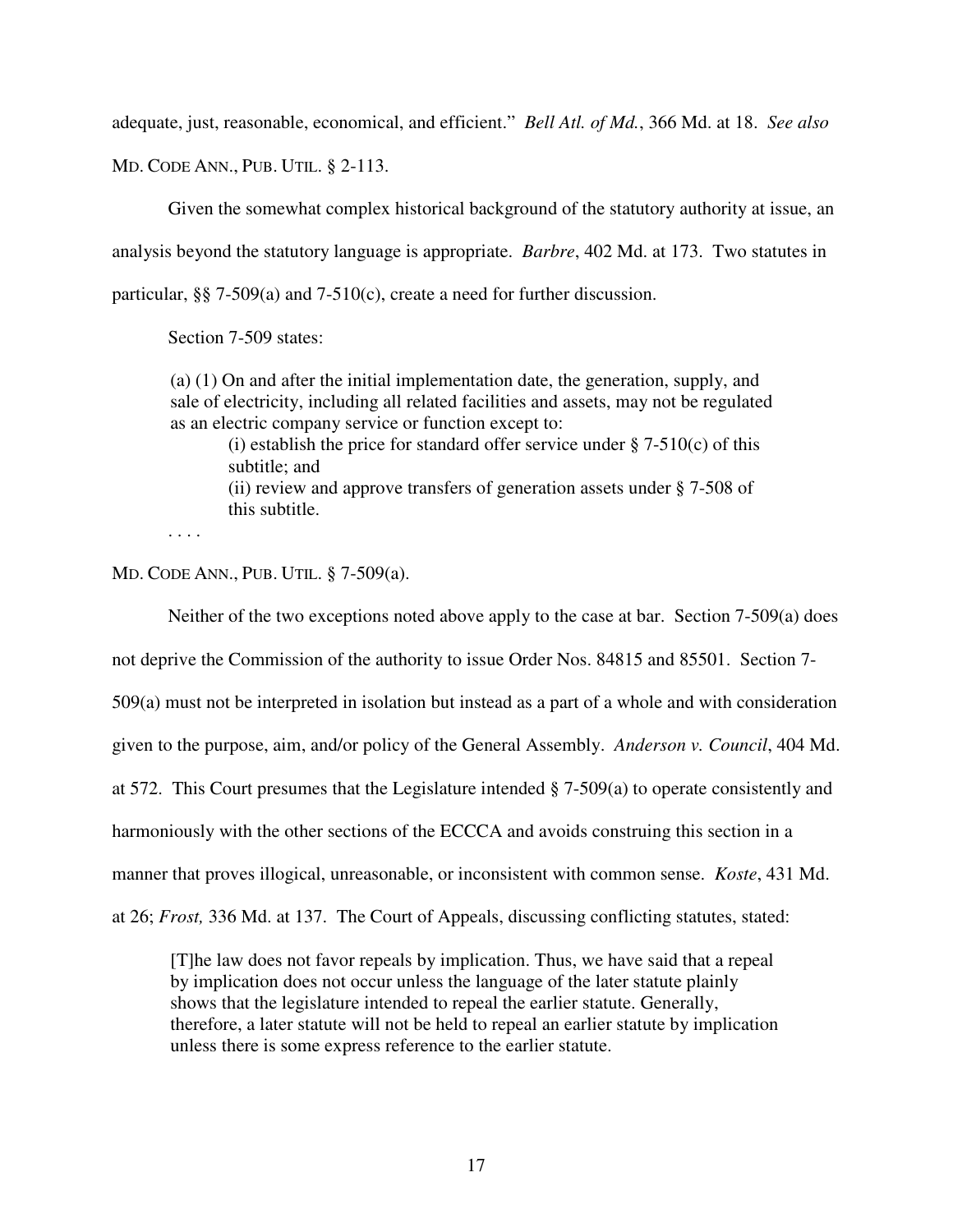adequate, just, reasonable, economical, and efficient." *Bell Atl. of Md.*, 366 Md. at 18. *See also* MD. CODE ANN., PUB. UTIL. § 2-113.

Given the somewhat complex historical background of the statutory authority at issue, an analysis beyond the statutory language is appropriate. *Barbre*, 402 Md. at 173. Two statutes in particular, §§ 7-509(a) and 7-510(c), create a need for further discussion.

Section 7-509 states:

> (a) (1) On and after the initial implementation date, the generation, supply, and sale of electricity, including all related facilities and assets, may not be regulated as an electric company service or function except to:
>
> (i) establish the price for standard offer service under § 7-510(c) of this subtitle; and
>
> (ii) review and approve transfers of generation assets under § 7-508 of this subtitle.
>
> . . . .

MD. CODE ANN., PUB. UTIL. § 7-509(a).

Neither of the two exceptions noted above apply to the case at bar. Section 7-509(a) does not deprive the Commission of the authority to issue Order Nos. 84815 and 85501. Section 7-509(a) must not be interpreted in isolation but instead as a part of a whole and with consideration given to the purpose, aim, and/or policy of the General Assembly. *Anderson v. Council*, 404 Md. at 572. This Court presumes that the Legislature intended § 7-509(a) to operate consistently and harmoniously with the other sections of the ECCCA and avoids construing this section in a manner that proves illogical, unreasonable, or inconsistent with common sense. *Koste*, 431 Md. at 26; *Frost,* 336 Md. at 137. The Court of Appeals, discussing conflicting statutes, stated:

> [T]he law does not favor repeals by implication. Thus, we have said that a repeal by implication does not occur unless the language of the later statute plainly shows that the legislature intended to repeal the earlier statute. Generally, therefore, a later statute will not be held to repeal an earlier statute by implication unless there is some express reference to the earlier statute.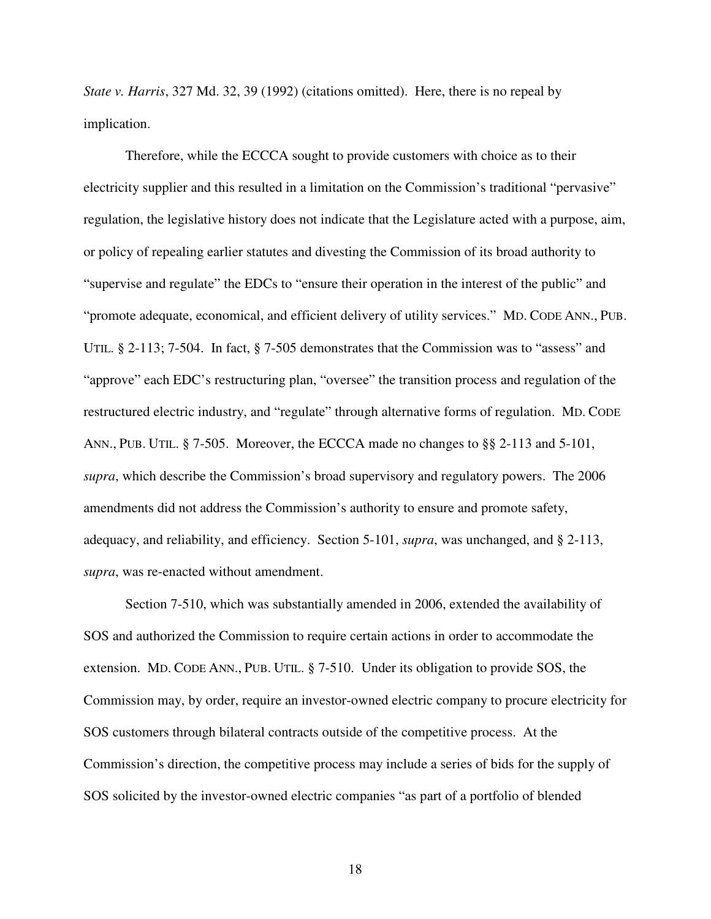*State v. Harris*, 327 Md. 32, 39 (1992) (citations omitted). Here, there is no repeal by implication.

Therefore, while the ECCCA sought to provide customers with choice as to their electricity supplier and this resulted in a limitation on the Commission's traditional "pervasive" regulation, the legislative history does not indicate that the Legislature acted with a purpose, aim, or policy of repealing earlier statutes and divesting the Commission of its broad authority to "supervise and regulate" the EDCs to "ensure their operation in the interest of the public" and "promote adequate, economical, and efficient delivery of utility services." MD. CODE ANN., PUB. UTIL. § 2-113; 7-504. In fact, § 7-505 demonstrates that the Commission was to "assess" and "approve" each EDC's restructuring plan, "oversee" the transition process and regulation of the restructured electric industry, and "regulate" through alternative forms of regulation. MD. CODE ANN., PUB. UTIL. § 7-505. Moreover, the ECCCA made no changes to §§ 2-113 and 5-101, *supra*, which describe the Commission's broad supervisory and regulatory powers. The 2006 amendments did not address the Commission's authority to ensure and promote safety, adequacy, and reliability, and efficiency. Section 5-101, *supra*, was unchanged, and § 2-113, *supra*, was re-enacted without amendment.

Section 7-510, which was substantially amended in 2006, extended the availability of SOS and authorized the Commission to require certain actions in order to accommodate the extension. MD. CODE ANN., PUB. UTIL. § 7-510. Under its obligation to provide SOS, the Commission may, by order, require an investor-owned electric company to procure electricity for SOS customers through bilateral contracts outside of the competitive process. At the Commission's direction, the competitive process may include a series of bids for the supply of SOS solicited by the investor-owned electric companies "as part of a portfolio of blended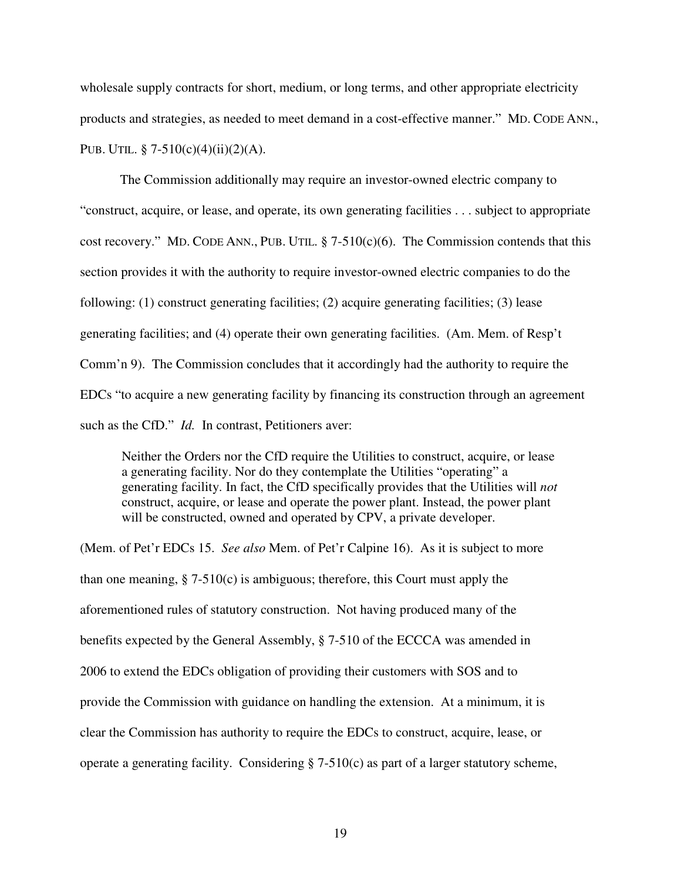wholesale supply contracts for short, medium, or long terms, and other appropriate electricity products and strategies, as needed to meet demand in a cost-effective manner." MD. CODE ANN., PUB. UTIL. § 7-510(c)(4)(ii)(2)(A).

The Commission additionally may require an investor-owned electric company to "construct, acquire, or lease, and operate, its own generating facilities . . . subject to appropriate cost recovery." MD. CODE ANN., PUB. UTIL. § 7-510(c)(6). The Commission contends that this section provides it with the authority to require investor-owned electric companies to do the following: (1) construct generating facilities; (2) acquire generating facilities; (3) lease generating facilities; and (4) operate their own generating facilities. (Am. Mem. of Resp't Comm'n 9). The Commission concludes that it accordingly had the authority to require the EDCs "to acquire a new generating facility by financing its construction through an agreement such as the CfD." *Id.* In contrast, Petitioners aver:

> Neither the Orders nor the CfD require the Utilities to construct, acquire, or lease a generating facility. Nor do they contemplate the Utilities "operating" a generating facility. In fact, the CfD specifically provides that the Utilities will *not* construct, acquire, or lease and operate the power plant. Instead, the power plant will be constructed, owned and operated by CPV, a private developer.

(Mem. of Pet'r EDCs 15. *See also* Mem. of Pet'r Calpine 16). As it is subject to more than one meaning, § 7-510(c) is ambiguous; therefore, this Court must apply the aforementioned rules of statutory construction. Not having produced many of the benefits expected by the General Assembly, § 7-510 of the ECCCA was amended in 2006 to extend the EDCs obligation of providing their customers with SOS and to provide the Commission with guidance on handling the extension. At a minimum, it is clear the Commission has authority to require the EDCs to construct, acquire, lease, or operate a generating facility. Considering § 7-510(c) as part of a larger statutory scheme,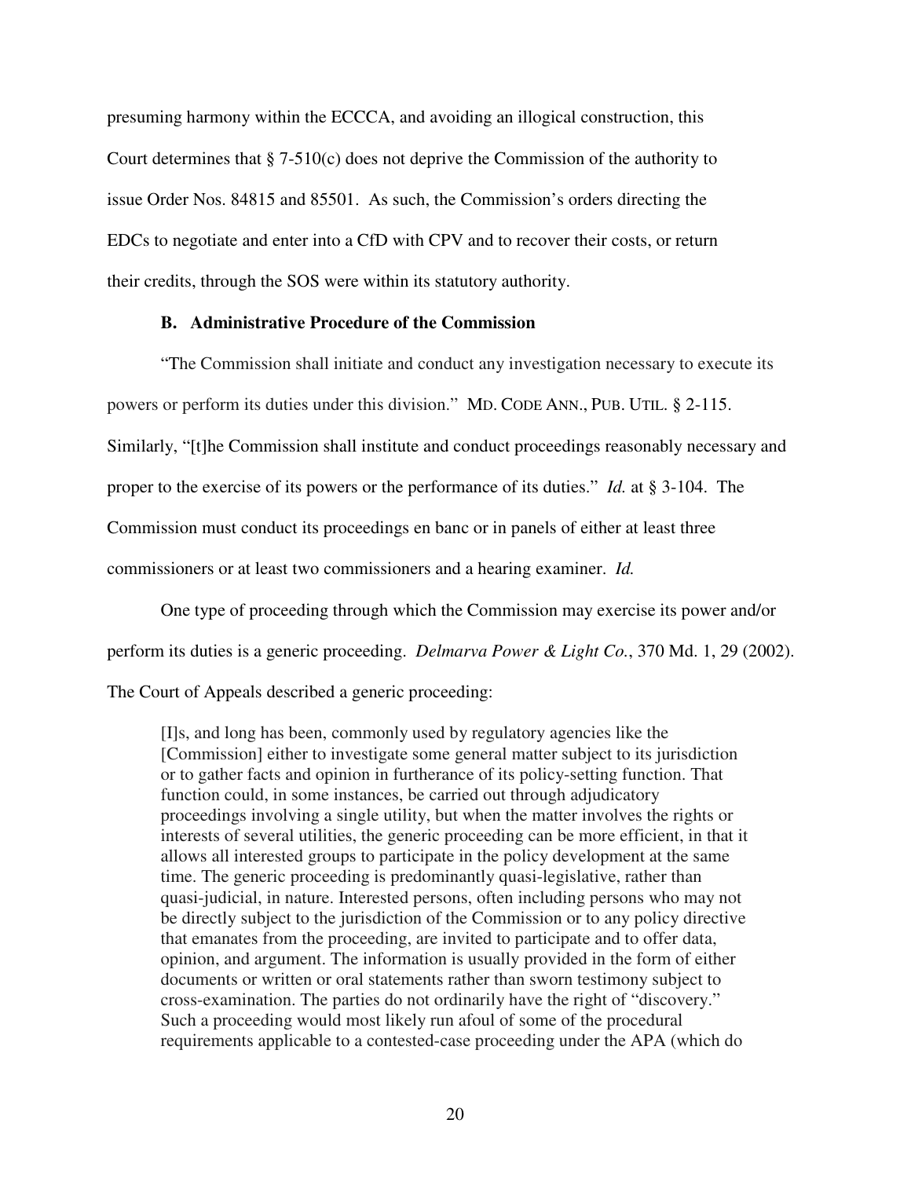presuming harmony within the ECCCA, and avoiding an illogical construction, this Court determines that § 7-510(c) does not deprive the Commission of the authority to issue Order Nos. 84815 and 85501. As such, the Commission's orders directing the EDCs to negotiate and enter into a CfD with CPV and to recover their costs, or return their credits, through the SOS were within its statutory authority.

### B. Administrative Procedure of the Commission

"The Commission shall initiate and conduct any investigation necessary to execute its powers or perform its duties under this division." MD. CODE ANN., PUB. UTIL. § 2-115. Similarly, "[t]he Commission shall institute and conduct proceedings reasonably necessary and proper to the exercise of its powers or the performance of its duties." *Id.* at § 3-104. The Commission must conduct its proceedings en banc or in panels of either at least three commissioners or at least two commissioners and a hearing examiner. *Id.*

One type of proceeding through which the Commission may exercise its power and/or perform its duties is a generic proceeding. *Delmarva Power & Light Co.*, 370 Md. 1, 29 (2002). The Court of Appeals described a generic proceeding:

> [I]s, and long has been, commonly used by regulatory agencies like the [Commission] either to investigate some general matter subject to its jurisdiction or to gather facts and opinion in furtherance of its policy-setting function. That function could, in some instances, be carried out through adjudicatory proceedings involving a single utility, but when the matter involves the rights or interests of several utilities, the generic proceeding can be more efficient, in that it allows all interested groups to participate in the policy development at the same time. The generic proceeding is predominantly quasi-legislative, rather than quasi-judicial, in nature. Interested persons, often including persons who may not be directly subject to the jurisdiction of the Commission or to any policy directive that emanates from the proceeding, are invited to participate and to offer data, opinion, and argument. The information is usually provided in the form of either documents or written or oral statements rather than sworn testimony subject to cross-examination. The parties do not ordinarily have the right of "discovery." Such a proceeding would most likely run afoul of some of the procedural requirements applicable to a contested-case proceeding under the APA (which do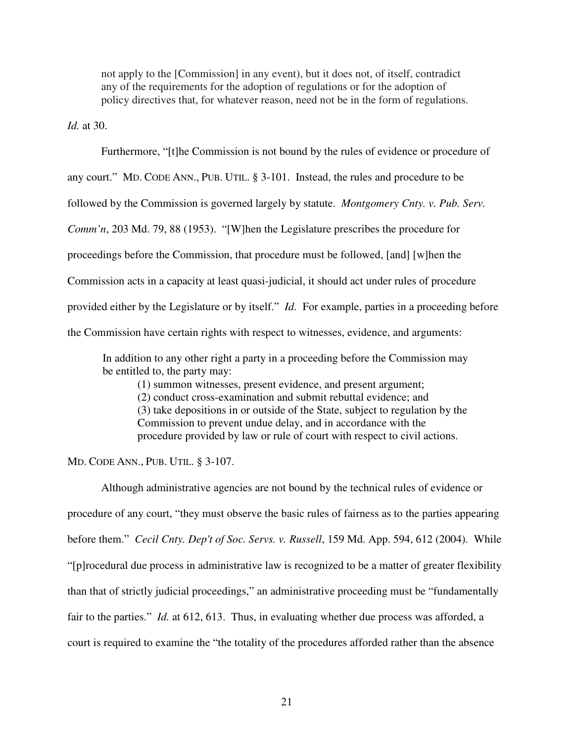> not apply to the [Commission] in any event), but it does not, of itself, contradict any of the requirements for the adoption of regulations or for the adoption of policy directives that, for whatever reason, need not be in the form of regulations.

*Id.* at 30.

Furthermore, "[t]he Commission is not bound by the rules of evidence or procedure of any court." MD. CODE ANN., PUB. UTIL. § 3-101. Instead, the rules and procedure to be followed by the Commission is governed largely by statute. *Montgomery Cnty. v. Pub. Serv. Comm'n*, 203 Md. 79, 88 (1953). "[W]hen the Legislature prescribes the procedure for proceedings before the Commission, that procedure must be followed, [and] [w]hen the Commission acts in a capacity at least quasi-judicial, it should act under rules of procedure provided either by the Legislature or by itself." *Id.* For example, parties in a proceeding before the Commission have certain rights with respect to witnesses, evidence, and arguments:

> In addition to any other right a party in a proceeding before the Commission may be entitled to, the party may:
>
> (1) summon witnesses, present evidence, and present argument;
>
> (2) conduct cross-examination and submit rebuttal evidence; and
>
> (3) take depositions in or outside of the State, subject to regulation by the Commission to prevent undue delay, and in accordance with the procedure provided by law or rule of court with respect to civil actions.

MD. CODE ANN., PUB. UTIL. § 3-107.

Although administrative agencies are not bound by the technical rules of evidence or procedure of any court, "they must observe the basic rules of fairness as to the parties appearing before them." *Cecil Cnty. Dep't of Soc. Servs. v. Russell*, 159 Md. App. 594, 612 (2004). While "[p]rocedural due process in administrative law is recognized to be a matter of greater flexibility than that of strictly judicial proceedings," an administrative proceeding must be "fundamentally fair to the parties." *Id.* at 612, 613. Thus, in evaluating whether due process was afforded, a court is required to examine the "the totality of the procedures afforded rather than the absence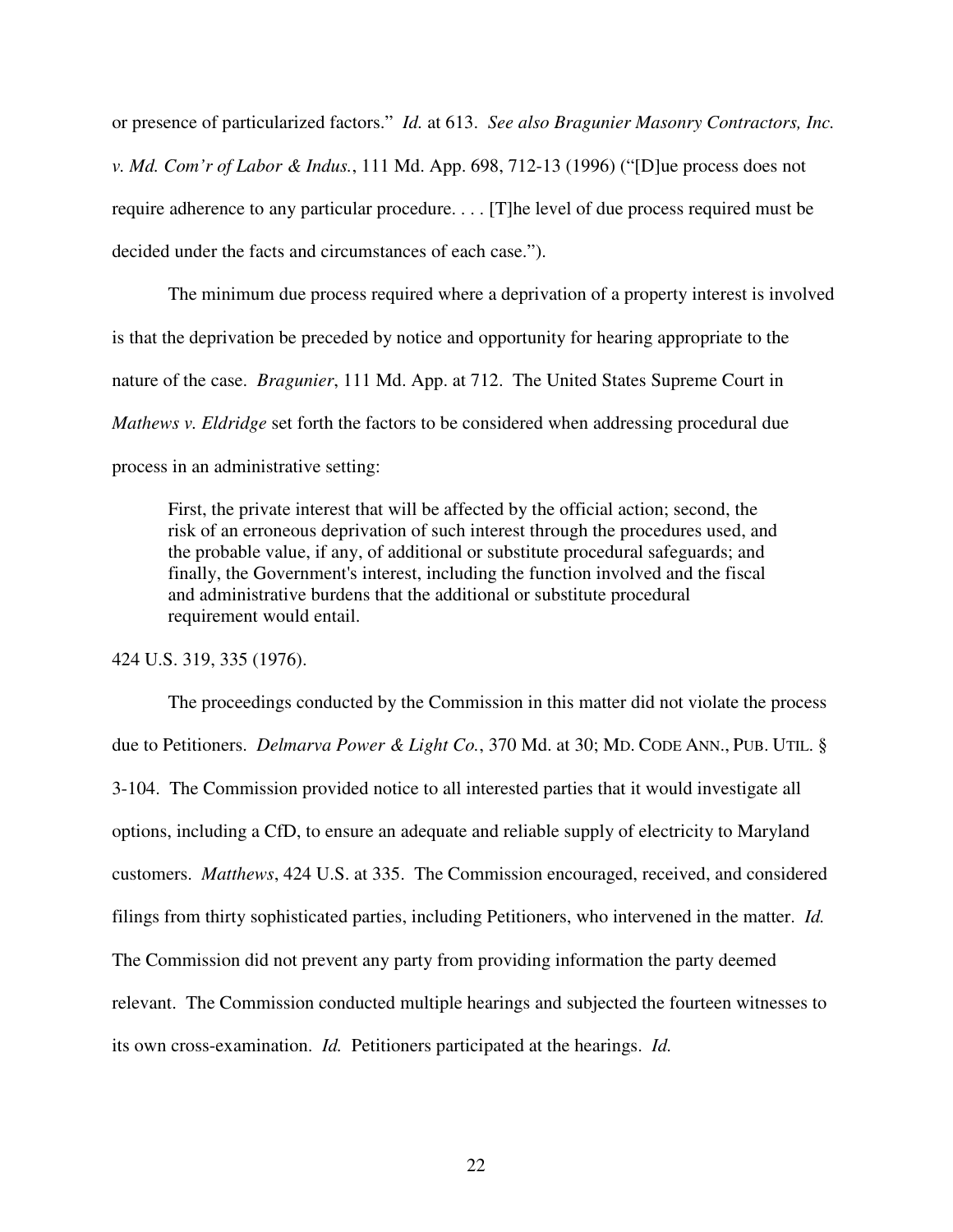or presence of particularized factors." *Id.* at 613. *See also Bragunier Masonry Contractors, Inc. v. Md. Com'r of Labor & Indus.*, 111 Md. App. 698, 712-13 (1996) ("[D]ue process does not require adherence to any particular procedure. . . . [T]he level of due process required must be decided under the facts and circumstances of each case.").

The minimum due process required where a deprivation of a property interest is involved is that the deprivation be preceded by notice and opportunity for hearing appropriate to the nature of the case. *Bragunier*, 111 Md. App. at 712. The United States Supreme Court in *Mathews v. Eldridge* set forth the factors to be considered when addressing procedural due process in an administrative setting:

> First, the private interest that will be affected by the official action; second, the risk of an erroneous deprivation of such interest through the procedures used, and the probable value, if any, of additional or substitute procedural safeguards; and finally, the Government's interest, including the function involved and the fiscal and administrative burdens that the additional or substitute procedural requirement would entail.

424 U.S. 319, 335 (1976).

The proceedings conducted by the Commission in this matter did not violate the process due to Petitioners. *Delmarva Power & Light Co.*, 370 Md. at 30; MD. CODE ANN., PUB. UTIL. § 3-104. The Commission provided notice to all interested parties that it would investigate all options, including a CfD, to ensure an adequate and reliable supply of electricity to Maryland customers. *Matthews*, 424 U.S. at 335. The Commission encouraged, received, and considered filings from thirty sophisticated parties, including Petitioners, who intervened in the matter. *Id.* The Commission did not prevent any party from providing information the party deemed relevant. The Commission conducted multiple hearings and subjected the fourteen witnesses to its own cross-examination. *Id.* Petitioners participated at the hearings. *Id.*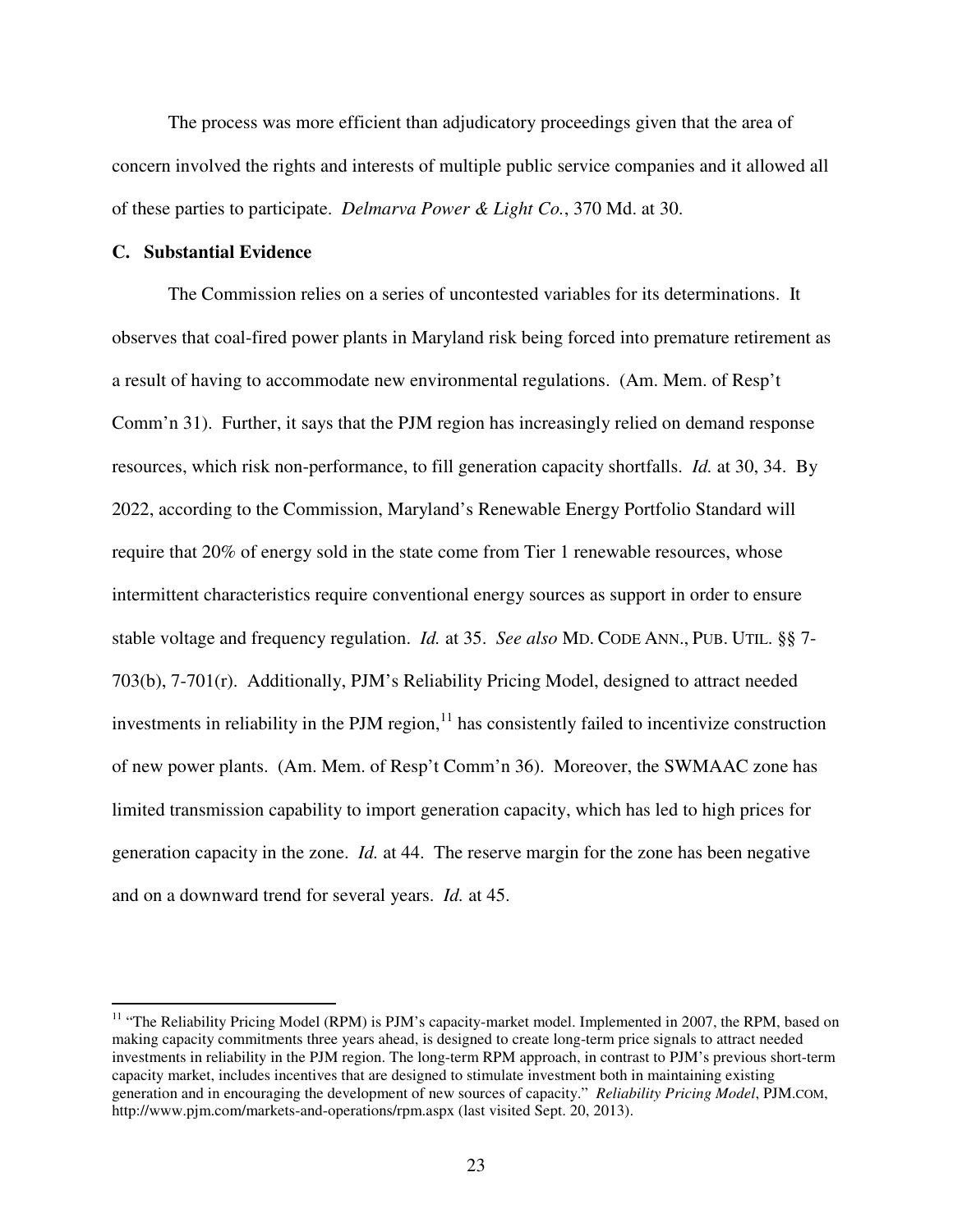The process was more efficient than adjudicatory proceedings given that the area of concern involved the rights and interests of multiple public service companies and it allowed all of these parties to participate. *Delmarva Power & Light Co.*, 370 Md. at 30.

### C. Substantial Evidence

The Commission relies on a series of uncontested variables for its determinations. It observes that coal-fired power plants in Maryland risk being forced into premature retirement as a result of having to accommodate new environmental regulations. (Am. Mem. of Resp't Comm'n 31). Further, it says that the PJM region has increasingly relied on demand response resources, which risk non-performance, to fill generation capacity shortfalls. *Id.* at 30, 34. By 2022, according to the Commission, Maryland's Renewable Energy Portfolio Standard will require that 20% of energy sold in the state come from Tier 1 renewable resources, whose intermittent characteristics require conventional energy sources as support in order to ensure stable voltage and frequency regulation. *Id.* at 35. *See also* MD. CODE ANN., PUB. UTIL. §§ 7-703(b), 7-701(r). Additionally, PJM's Reliability Pricing Model, designed to attract needed investments in reliability in the PJM region,[11] has consistently failed to incentivize construction of new power plants. (Am. Mem. of Resp't Comm'n 36). Moreover, the SWMAAC zone has limited transmission capability to import generation capacity, which has led to high prices for generation capacity in the zone. *Id.* at 44. The reserve margin for the zone has been negative and on a downward trend for several years. *Id.* at 45.

---

[11] "The Reliability Pricing Model (RPM) is PJM's capacity-market model. Implemented in 2007, the RPM, based on making capacity commitments three years ahead, is designed to create long-term price signals to attract needed investments in reliability in the PJM region. The long-term RPM approach, in contrast to PJM's previous short-term capacity market, includes incentives that are designed to stimulate investment both in maintaining existing generation and in encouraging the development of new sources of capacity." *Reliability Pricing Model*, PJM.COM, http://www.pjm.com/markets-and-operations/rpm.aspx (last visited Sept. 20, 2013).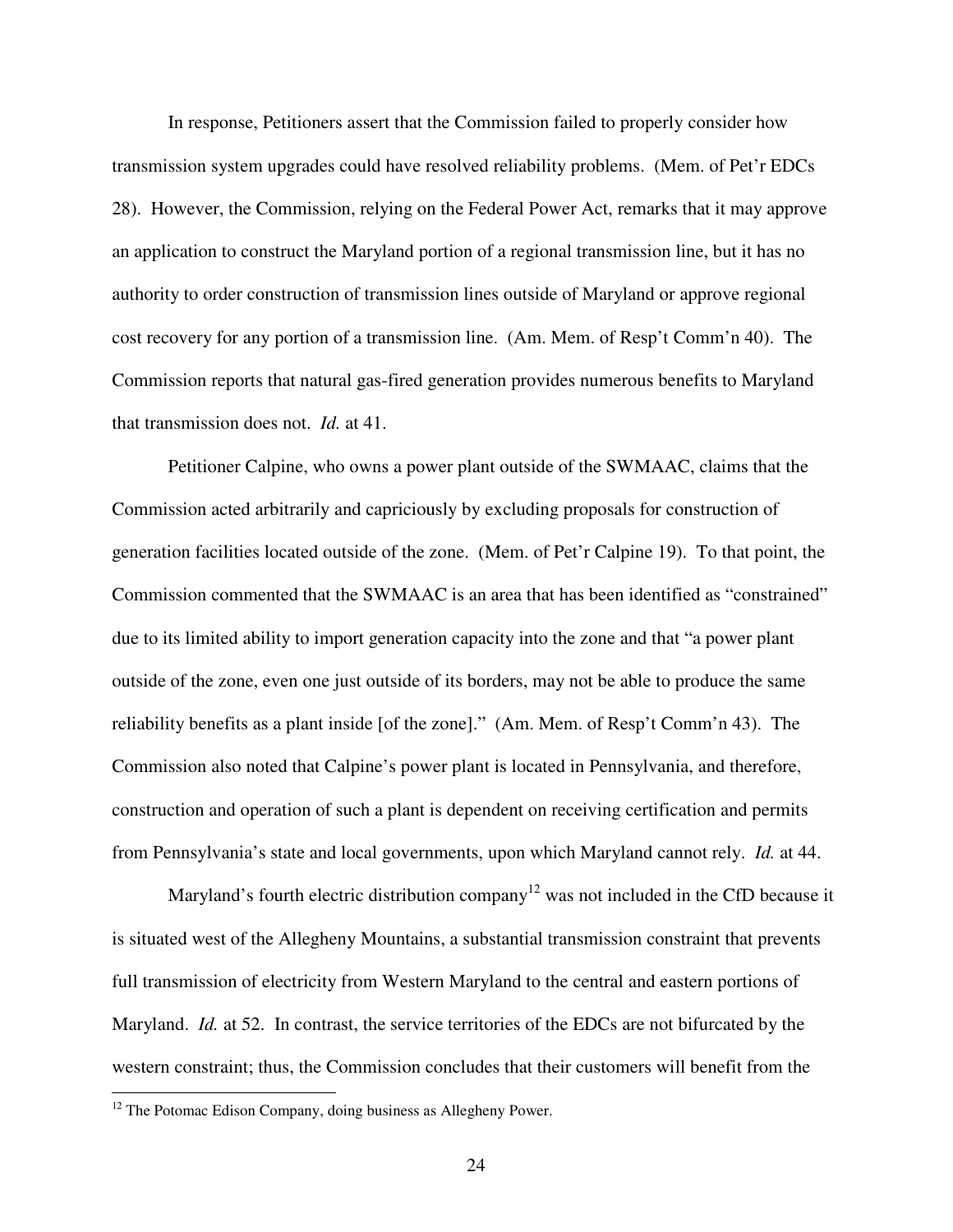In response, Petitioners assert that the Commission failed to properly consider how transmission system upgrades could have resolved reliability problems. (Mem. of Pet'r EDCs 28). However, the Commission, relying on the Federal Power Act, remarks that it may approve an application to construct the Maryland portion of a regional transmission line, but it has no authority to order construction of transmission lines outside of Maryland or approve regional cost recovery for any portion of a transmission line. (Am. Mem. of Resp't Comm'n 40). The Commission reports that natural gas-fired generation provides numerous benefits to Maryland that transmission does not. *Id.* at 41.

Petitioner Calpine, who owns a power plant outside of the SWMAAC, claims that the Commission acted arbitrarily and capriciously by excluding proposals for construction of generation facilities located outside of the zone. (Mem. of Pet'r Calpine 19). To that point, the Commission commented that the SWMAAC is an area that has been identified as "constrained" due to its limited ability to import generation capacity into the zone and that "a power plant outside of the zone, even one just outside of its borders, may not be able to produce the same reliability benefits as a plant inside [of the zone]." (Am. Mem. of Resp't Comm'n 43). The Commission also noted that Calpine's power plant is located in Pennsylvania, and therefore, construction and operation of such a plant is dependent on receiving certification and permits from Pennsylvania's state and local governments, upon which Maryland cannot rely. *Id.* at 44.

Maryland's fourth electric distribution company[12] was not included in the CfD because it is situated west of the Allegheny Mountains, a substantial transmission constraint that prevents full transmission of electricity from Western Maryland to the central and eastern portions of Maryland. *Id.* at 52. In contrast, the service territories of the EDCs are not bifurcated by the western constraint; thus, the Commission concludes that their customers will benefit from the

[12] The Potomac Edison Company, doing business as Allegheny Power.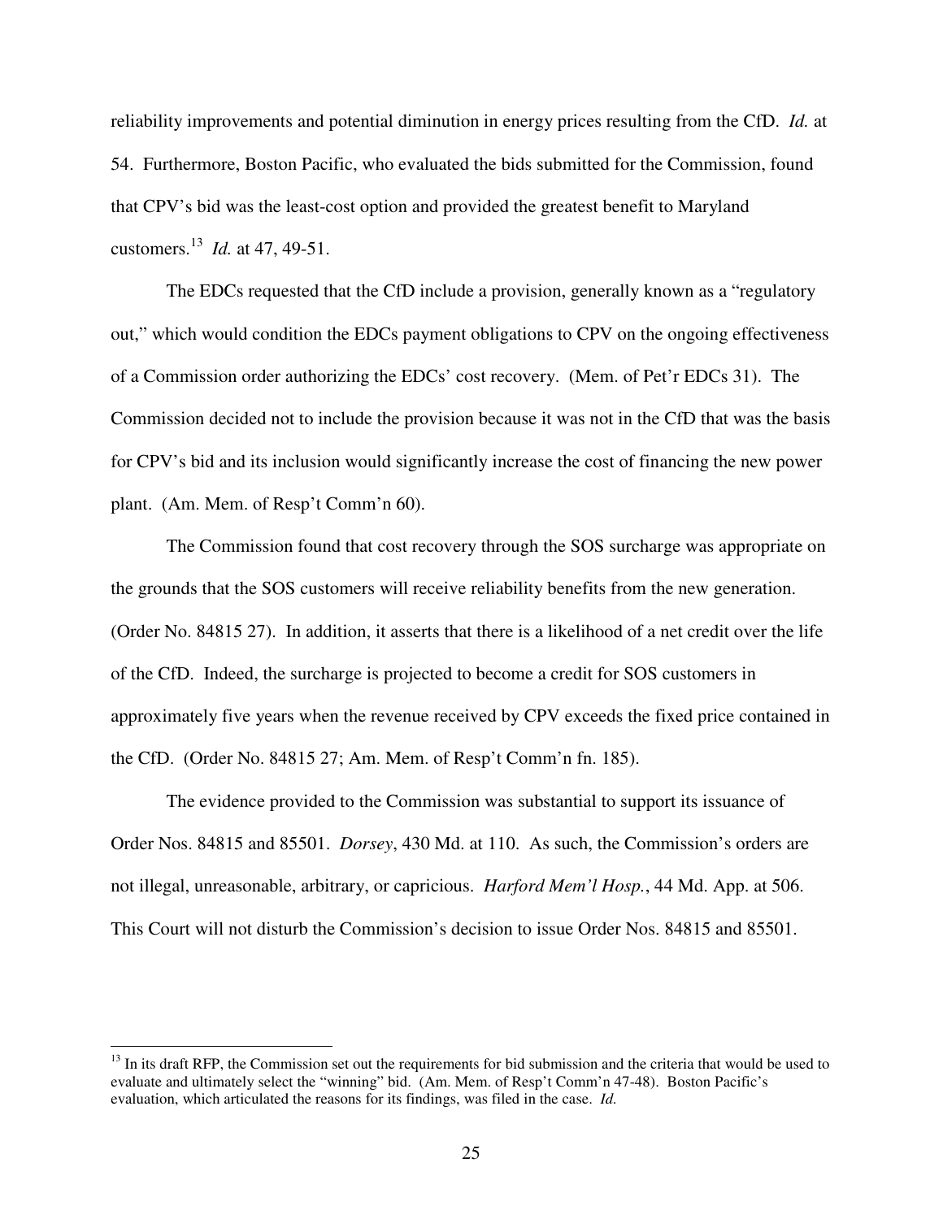reliability improvements and potential diminution in energy prices resulting from the CfD. *Id.* at 54. Furthermore, Boston Pacific, who evaluated the bids submitted for the Commission, found that CPV's bid was the least-cost option and provided the greatest benefit to Maryland customers.[13] *Id.* at 47, 49-51.

The EDCs requested that the CfD include a provision, generally known as a "regulatory out," which would condition the EDCs payment obligations to CPV on the ongoing effectiveness of a Commission order authorizing the EDCs' cost recovery. (Mem. of Pet'r EDCs 31). The Commission decided not to include the provision because it was not in the CfD that was the basis for CPV's bid and its inclusion would significantly increase the cost of financing the new power plant. (Am. Mem. of Resp't Comm'n 60).

The Commission found that cost recovery through the SOS surcharge was appropriate on the grounds that the SOS customers will receive reliability benefits from the new generation. (Order No. 84815 27). In addition, it asserts that there is a likelihood of a net credit over the life of the CfD. Indeed, the surcharge is projected to become a credit for SOS customers in approximately five years when the revenue received by CPV exceeds the fixed price contained in the CfD. (Order No. 84815 27; Am. Mem. of Resp't Comm'n fn. 185).

The evidence provided to the Commission was substantial to support its issuance of Order Nos. 84815 and 85501. *Dorsey*, 430 Md. at 110. As such, the Commission's orders are not illegal, unreasonable, arbitrary, or capricious. *Harford Mem'l Hosp.*, 44 Md. App. at 506. This Court will not disturb the Commission's decision to issue Order Nos. 84815 and 85501.

---

[13] In its draft RFP, the Commission set out the requirements for bid submission and the criteria that would be used to evaluate and ultimately select the "winning" bid. (Am. Mem. of Resp't Comm'n 47-48). Boston Pacific's evaluation, which articulated the reasons for its findings, was filed in the case. *Id.*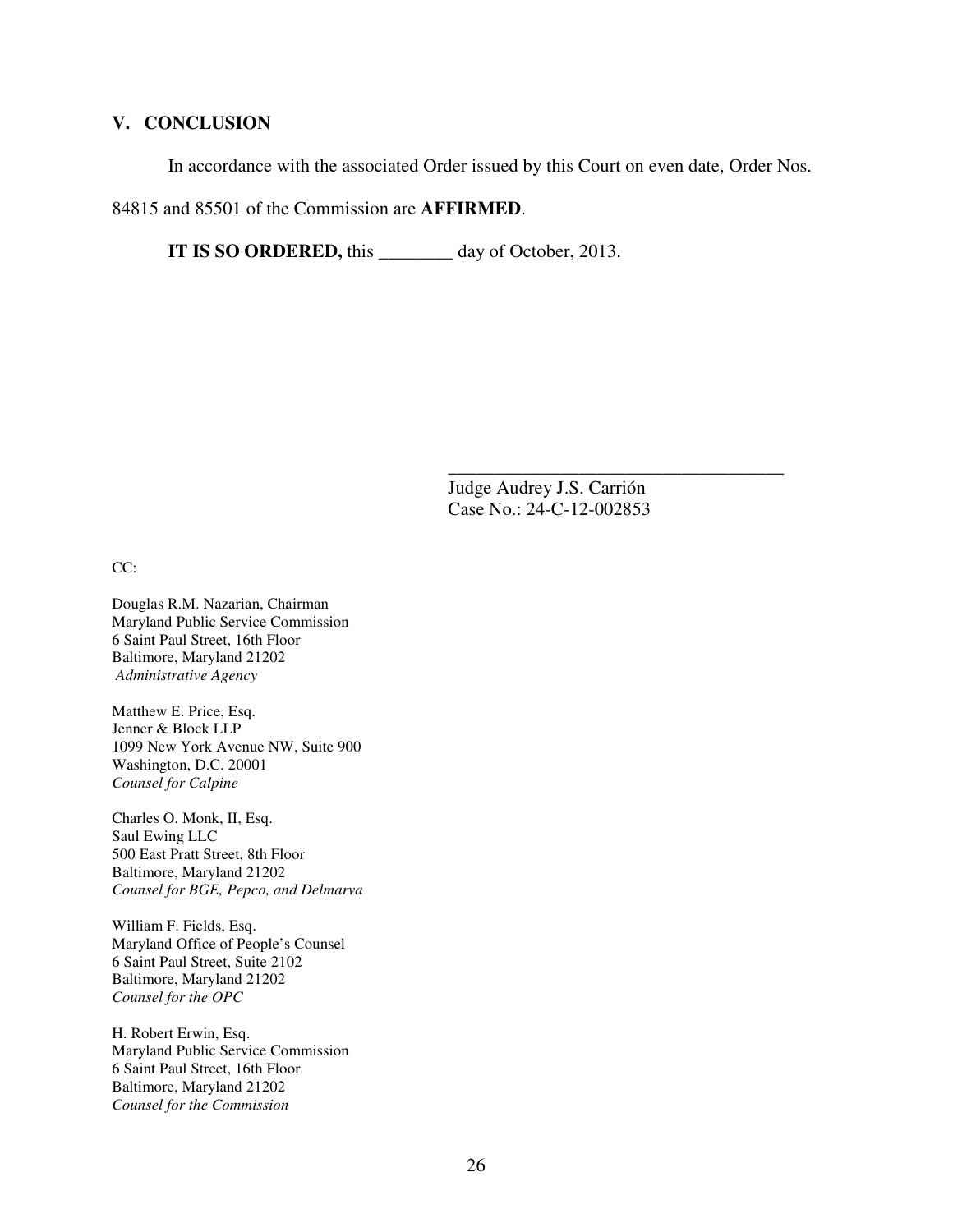## V. CONCLUSION

In accordance with the associated Order issued by this Court on even date, Order Nos. 84815 and 85501 of the Commission are **AFFIRMED**.

**IT IS SO ORDERED,** this ________ day of October, 2013.

_____________________________________
Judge Audrey J.S. Carrión
Case No.: 24-C-12-002853

CC:

Douglas R.M. Nazarian, Chairman
Maryland Public Service Commission
6 Saint Paul Street, 16th Floor
Baltimore, Maryland 21202
*Administrative Agency*

Matthew E. Price, Esq.
Jenner & Block LLP
1099 New York Avenue NW, Suite 900
Washington, D.C. 20001
*Counsel for Calpine*

Charles O. Monk, II, Esq.
Saul Ewing LLC
500 East Pratt Street, 8th Floor
Baltimore, Maryland 21202
*Counsel for BGE, Pepco, and Delmarva*

William F. Fields, Esq.
Maryland Office of People's Counsel
6 Saint Paul Street, Suite 2102
Baltimore, Maryland 21202
*Counsel for the OPC*

H. Robert Erwin, Esq.
Maryland Public Service Commission
6 Saint Paul Street, 16th Floor
Baltimore, Maryland 21202
*Counsel for the Commission*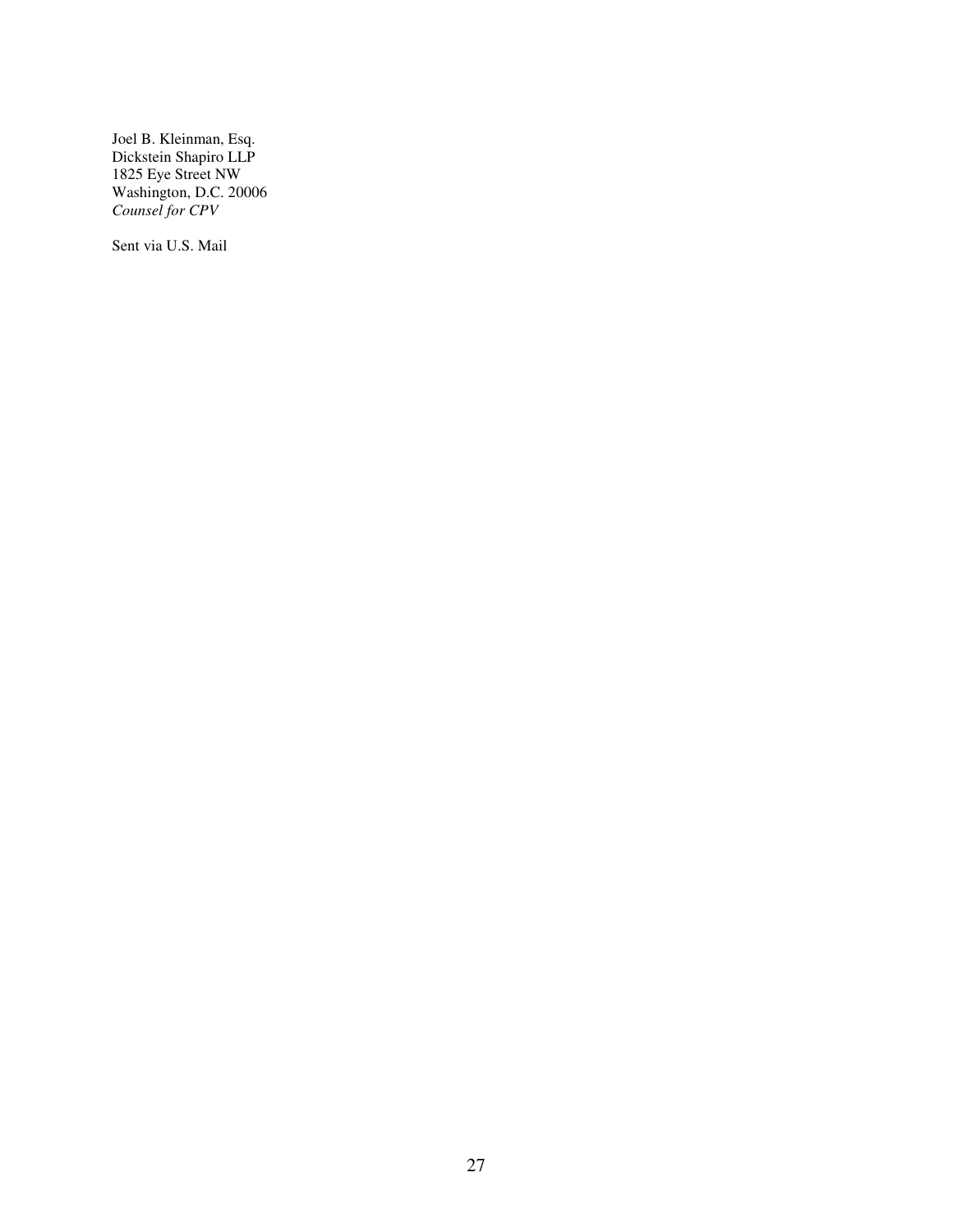Joel B. Kleinman, Esq.
Dickstein Shapiro LLP
1825 Eye Street NW
Washington, D.C. 20006
*Counsel for CPV*

Sent via U.S. Mail